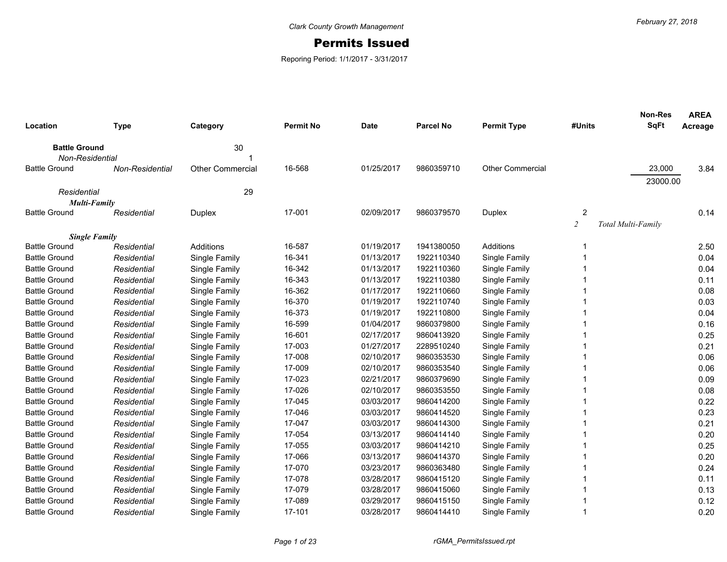Clark County Growth Management

# Permits Issued

Reporing Period: 1/1/2017 - 3/31/2017

February 27, 2018

| Location | Type | Category | Permit No | Date | Parcel No | Permit Type | #Units | Non-Res SqFt | AREA Acreage |
|---|---|---|---|---|---|---|---|---|---|
| **Battle Ground** | | 30 | | | | | | | |
| *Non-Residential* | | 1 | | | | | | | |
| Battle Ground | *Non-Residential* | Other Commercial | 16-568 | 01/25/2017 | 9860359710 | Other Commercial | | 23,000 | 3.84 |
| | | | | | | | | 23000.00 | |
| *Residential* | | 29 | | | | | | | |
| ***Multi-Family*** | | | | | | | | | |
| Battle Ground | *Residential* | Duplex | 17-001 | 02/09/2017 | 9860379570 | Duplex | 2 | | 0.14 |
| | | | | | | | *2* | *Total Multi-Family* | |
| ***Single Family*** | | | | | | | | | |
| Battle Ground | *Residential* | Additions | 16-587 | 01/19/2017 | 1941380050 | Additions | 1 | | 2.50 |
| Battle Ground | *Residential* | Single Family | 16-341 | 01/13/2017 | 1922110340 | Single Family | 1 | | 0.04 |
| Battle Ground | *Residential* | Single Family | 16-342 | 01/13/2017 | 1922110360 | Single Family | 1 | | 0.04 |
| Battle Ground | *Residential* | Single Family | 16-343 | 01/13/2017 | 1922110380 | Single Family | 1 | | 0.11 |
| Battle Ground | *Residential* | Single Family | 16-362 | 01/17/2017 | 1922110660 | Single Family | 1 | | 0.08 |
| Battle Ground | *Residential* | Single Family | 16-370 | 01/19/2017 | 1922110740 | Single Family | 1 | | 0.03 |
| Battle Ground | *Residential* | Single Family | 16-373 | 01/19/2017 | 1922110800 | Single Family | 1 | | 0.04 |
| Battle Ground | *Residential* | Single Family | 16-599 | 01/04/2017 | 9860379800 | Single Family | 1 | | 0.16 |
| Battle Ground | *Residential* | Single Family | 16-601 | 02/17/2017 | 9860413920 | Single Family | 1 | | 0.25 |
| Battle Ground | *Residential* | Single Family | 17-003 | 01/27/2017 | 2289510240 | Single Family | 1 | | 0.21 |
| Battle Ground | *Residential* | Single Family | 17-008 | 02/10/2017 | 9860353530 | Single Family | 1 | | 0.06 |
| Battle Ground | *Residential* | Single Family | 17-009 | 02/10/2017 | 9860353540 | Single Family | 1 | | 0.06 |
| Battle Ground | *Residential* | Single Family | 17-023 | 02/21/2017 | 9860379690 | Single Family | 1 | | 0.09 |
| Battle Ground | *Residential* | Single Family | 17-026 | 02/10/2017 | 9860353550 | Single Family | 1 | | 0.08 |
| Battle Ground | *Residential* | Single Family | 17-045 | 03/03/2017 | 9860414200 | Single Family | 1 | | 0.22 |
| Battle Ground | *Residential* | Single Family | 17-046 | 03/03/2017 | 9860414520 | Single Family | 1 | | 0.23 |
| Battle Ground | *Residential* | Single Family | 17-047 | 03/03/2017 | 9860414300 | Single Family | 1 | | 0.21 |
| Battle Ground | *Residential* | Single Family | 17-054 | 03/13/2017 | 9860414140 | Single Family | 1 | | 0.20 |
| Battle Ground | *Residential* | Single Family | 17-055 | 03/03/2017 | 9860414210 | Single Family | 1 | | 0.25 |
| Battle Ground | *Residential* | Single Family | 17-066 | 03/13/2017 | 9860414370 | Single Family | 1 | | 0.20 |
| Battle Ground | *Residential* | Single Family | 17-070 | 03/23/2017 | 9860363480 | Single Family | 1 | | 0.24 |
| Battle Ground | *Residential* | Single Family | 17-078 | 03/28/2017 | 9860415120 | Single Family | 1 | | 0.11 |
| Battle Ground | *Residential* | Single Family | 17-079 | 03/28/2017 | 9860415060 | Single Family | 1 | | 0.13 |
| Battle Ground | *Residential* | Single Family | 17-089 | 03/29/2017 | 9860415150 | Single Family | 1 | | 0.12 |
| Battle Ground | *Residential* | Single Family | 17-101 | 03/28/2017 | 9860414410 | Single Family | 1 | | 0.20 |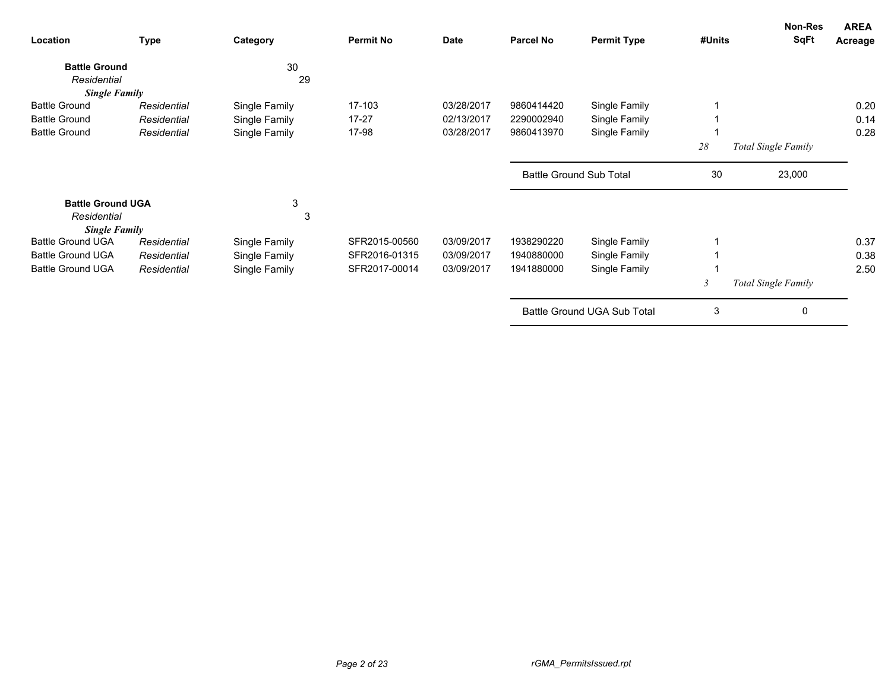| Location | Type | Category | Permit No | Date | Parcel No | Permit Type | #Units | Non-Res SqFt | AREA Acreage |
|---|---|---|---|---|---|---|---|---|---|
| **Battle Ground** | | 30 | | | | | | | |
| *Residential* | | 29 | | | | | | | |
| ***Single Family*** | | | | | | | | | |
| Battle Ground | *Residential* | Single Family | 17-103 | 03/28/2017 | 9860414420 | Single Family | 1 | | 0.20 |
| Battle Ground | *Residential* | Single Family | 17-27 | 02/13/2017 | 2290002940 | Single Family | 1 | | 0.14 |
| Battle Ground | *Residential* | Single Family | 17-98 | 03/28/2017 | 9860413970 | Single Family | 1 | | 0.28 |
| | | | | | | | *28* | *Total Single Family* | |
| | | | | | Battle Ground Sub Total | | 30 | 23,000 | |
| **Battle Ground UGA** | | 3 | | | | | | | |
| *Residential* | | 3 | | | | | | | |
| ***Single Family*** | | | | | | | | | |
| Battle Ground UGA | *Residential* | Single Family | SFR2015-00560 | 03/09/2017 | 1938290220 | Single Family | 1 | | 0.37 |
| Battle Ground UGA | *Residential* | Single Family | SFR2016-01315 | 03/09/2017 | 1940880000 | Single Family | 1 | | 0.38 |
| Battle Ground UGA | *Residential* | Single Family | SFR2017-00014 | 03/09/2017 | 1941880000 | Single Family | 1 | | 2.50 |
| | | | | | | | *3* | *Total Single Family* | |
| | | | | | Battle Ground UGA Sub Total | | 3 | 0 | |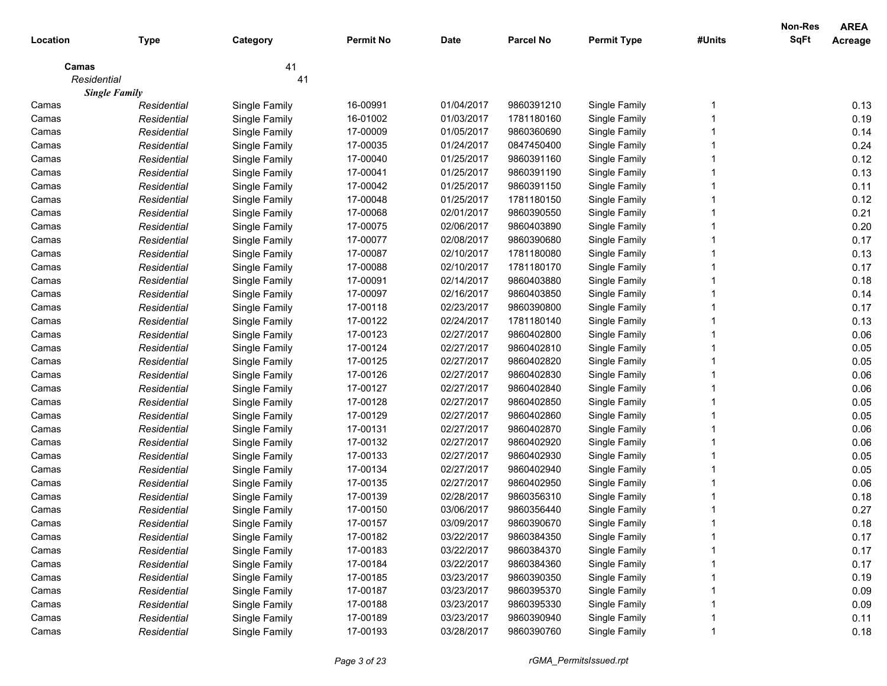| Location | Type | Category | Permit No | Date | Parcel No | Permit Type | #Units | Non-Res SqFt | AREA Acreage |
|---|---|---|---|---|---|---|---|---|---|
| **Camas** | | 41 | | | | | | | |
| *Residential* | | 41 | | | | | | | |
| ***Single Family*** | | | | | | | | | |
| Camas | *Residential* | Single Family | 16-00991 | 01/04/2017 | 9860391210 | Single Family | 1 | | 0.13 |
| Camas | *Residential* | Single Family | 16-01002 | 01/03/2017 | 1781180160 | Single Family | 1 | | 0.19 |
| Camas | *Residential* | Single Family | 17-00009 | 01/05/2017 | 9860360690 | Single Family | 1 | | 0.14 |
| Camas | *Residential* | Single Family | 17-00035 | 01/24/2017 | 0847450400 | Single Family | 1 | | 0.24 |
| Camas | *Residential* | Single Family | 17-00040 | 01/25/2017 | 9860391160 | Single Family | 1 | | 0.12 |
| Camas | *Residential* | Single Family | 17-00041 | 01/25/2017 | 9860391190 | Single Family | 1 | | 0.13 |
| Camas | *Residential* | Single Family | 17-00042 | 01/25/2017 | 9860391150 | Single Family | 1 | | 0.11 |
| Camas | *Residential* | Single Family | 17-00048 | 01/25/2017 | 1781180150 | Single Family | 1 | | 0.12 |
| Camas | *Residential* | Single Family | 17-00068 | 02/01/2017 | 9860390550 | Single Family | 1 | | 0.21 |
| Camas | *Residential* | Single Family | 17-00075 | 02/06/2017 | 9860403890 | Single Family | 1 | | 0.20 |
| Camas | *Residential* | Single Family | 17-00077 | 02/08/2017 | 9860390680 | Single Family | 1 | | 0.17 |
| Camas | *Residential* | Single Family | 17-00087 | 02/10/2017 | 1781180080 | Single Family | 1 | | 0.13 |
| Camas | *Residential* | Single Family | 17-00088 | 02/10/2017 | 1781180170 | Single Family | 1 | | 0.17 |
| Camas | *Residential* | Single Family | 17-00091 | 02/14/2017 | 9860403880 | Single Family | 1 | | 0.18 |
| Camas | *Residential* | Single Family | 17-00097 | 02/16/2017 | 9860403850 | Single Family | 1 | | 0.14 |
| Camas | *Residential* | Single Family | 17-00118 | 02/23/2017 | 9860390800 | Single Family | 1 | | 0.17 |
| Camas | *Residential* | Single Family | 17-00122 | 02/24/2017 | 1781180140 | Single Family | 1 | | 0.13 |
| Camas | *Residential* | Single Family | 17-00123 | 02/27/2017 | 9860402800 | Single Family | 1 | | 0.06 |
| Camas | *Residential* | Single Family | 17-00124 | 02/27/2017 | 9860402810 | Single Family | 1 | | 0.05 |
| Camas | *Residential* | Single Family | 17-00125 | 02/27/2017 | 9860402820 | Single Family | 1 | | 0.05 |
| Camas | *Residential* | Single Family | 17-00126 | 02/27/2017 | 9860402830 | Single Family | 1 | | 0.06 |
| Camas | *Residential* | Single Family | 17-00127 | 02/27/2017 | 9860402840 | Single Family | 1 | | 0.06 |
| Camas | *Residential* | Single Family | 17-00128 | 02/27/2017 | 9860402850 | Single Family | 1 | | 0.05 |
| Camas | *Residential* | Single Family | 17-00129 | 02/27/2017 | 9860402860 | Single Family | 1 | | 0.05 |
| Camas | *Residential* | Single Family | 17-00131 | 02/27/2017 | 9860402870 | Single Family | 1 | | 0.06 |
| Camas | *Residential* | Single Family | 17-00132 | 02/27/2017 | 9860402920 | Single Family | 1 | | 0.06 |
| Camas | *Residential* | Single Family | 17-00133 | 02/27/2017 | 9860402930 | Single Family | 1 | | 0.05 |
| Camas | *Residential* | Single Family | 17-00134 | 02/27/2017 | 9860402940 | Single Family | 1 | | 0.05 |
| Camas | *Residential* | Single Family | 17-00135 | 02/27/2017 | 9860402950 | Single Family | 1 | | 0.06 |
| Camas | *Residential* | Single Family | 17-00139 | 02/28/2017 | 9860356310 | Single Family | 1 | | 0.18 |
| Camas | *Residential* | Single Family | 17-00150 | 03/06/2017 | 9860356440 | Single Family | 1 | | 0.27 |
| Camas | *Residential* | Single Family | 17-00157 | 03/09/2017 | 9860390670 | Single Family | 1 | | 0.18 |
| Camas | *Residential* | Single Family | 17-00182 | 03/22/2017 | 9860384350 | Single Family | 1 | | 0.17 |
| Camas | *Residential* | Single Family | 17-00183 | 03/22/2017 | 9860384370 | Single Family | 1 | | 0.17 |
| Camas | *Residential* | Single Family | 17-00184 | 03/22/2017 | 9860384360 | Single Family | 1 | | 0.17 |
| Camas | *Residential* | Single Family | 17-00185 | 03/23/2017 | 9860390350 | Single Family | 1 | | 0.19 |
| Camas | *Residential* | Single Family | 17-00187 | 03/23/2017 | 9860395370 | Single Family | 1 | | 0.09 |
| Camas | *Residential* | Single Family | 17-00188 | 03/23/2017 | 9860395330 | Single Family | 1 | | 0.09 |
| Camas | *Residential* | Single Family | 17-00189 | 03/23/2017 | 9860390940 | Single Family | 1 | | 0.11 |
| Camas | *Residential* | Single Family | 17-00193 | 03/28/2017 | 9860390760 | Single Family | 1 | | 0.18 |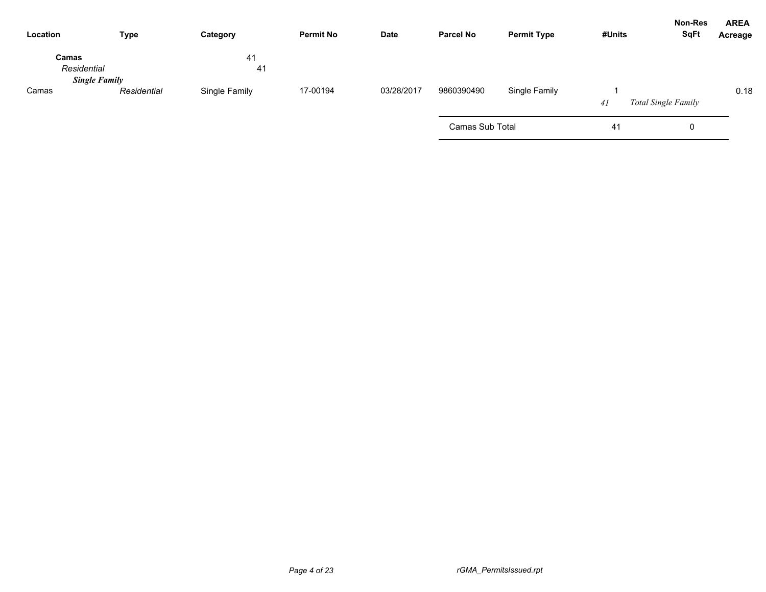| Location | Type | Category | Permit No | Date | Parcel No | Permit Type | #Units | Non-Res SqFt | AREA Acreage |
|---|---|---|---|---|---|---|---|---|---|
| **Camas** | | 41 | | | | | | | |
| *Residential* | | 41 | | | | | | | |
| ***Single Family*** | | | | | | | | | |
| Camas | *Residential* | Single Family | 17-00194 | 03/28/2017 | 9860390490 | Single Family | 1 | | 0.18 |
| | | | | | | | *41* | *Total Single Family* | |
| | | | | | Camas Sub Total | | 41 | 0 | |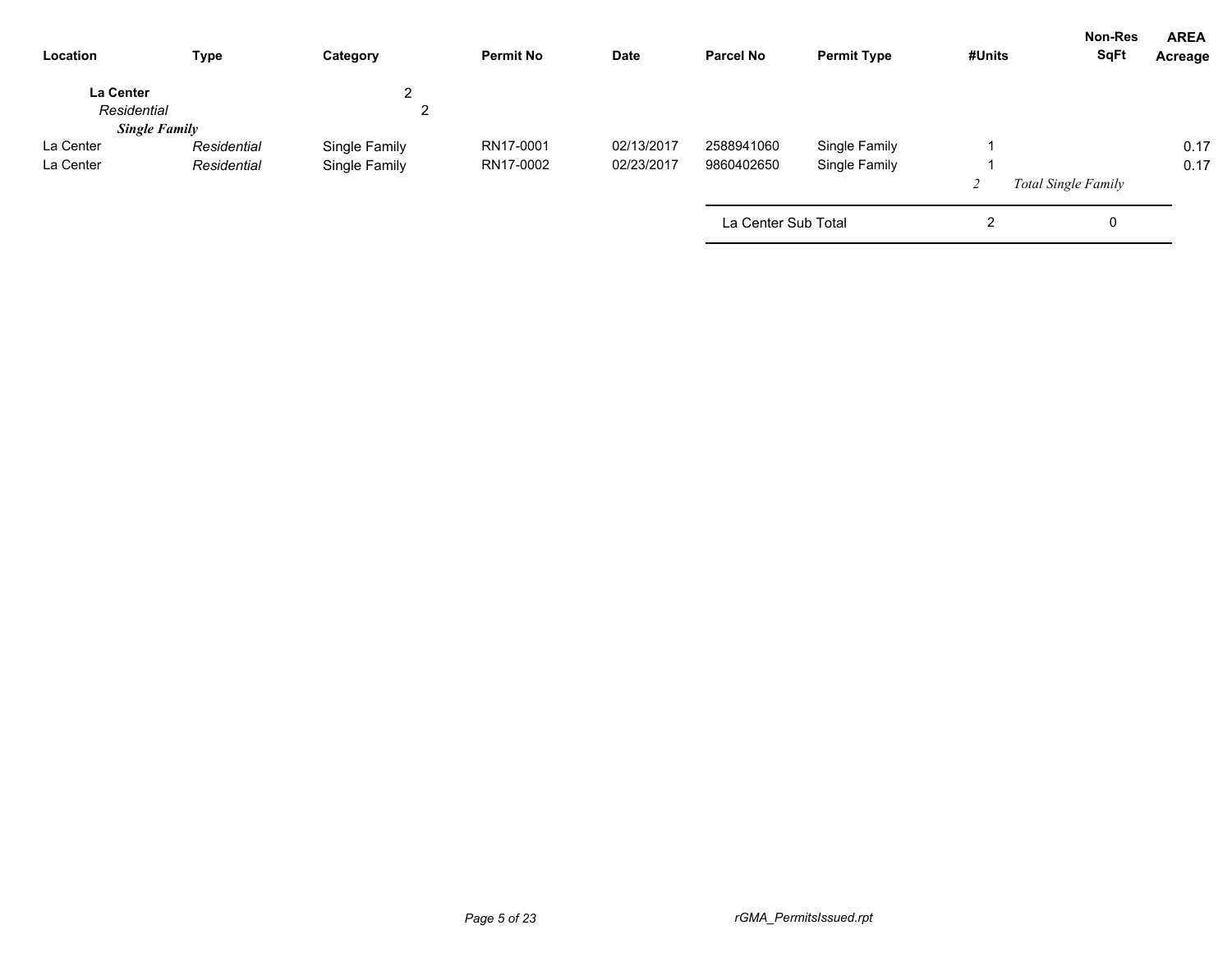| Location | Type | Category | Permit No | Date | Parcel No | Permit Type | #Units | Non-Res SqFt | AREA Acreage |
|---|---|---|---|---|---|---|---|---|---|
| **La Center** | | 2 | | | | | | | |
| *Residential* | | 2 | | | | | | | |
| ***Single Family*** | | | | | | | | | |
| La Center | *Residential* | Single Family | RN17-0001 | 02/13/2017 | 2588941060 | Single Family | 1 | | 0.17 |
| La Center | *Residential* | Single Family | RN17-0002 | 02/23/2017 | 9860402650 | Single Family | 1 | | 0.17 |
| | | | | | | | *2* | *Total Single Family* | |
| | | | | | La Center Sub Total | | 2 | 0 | |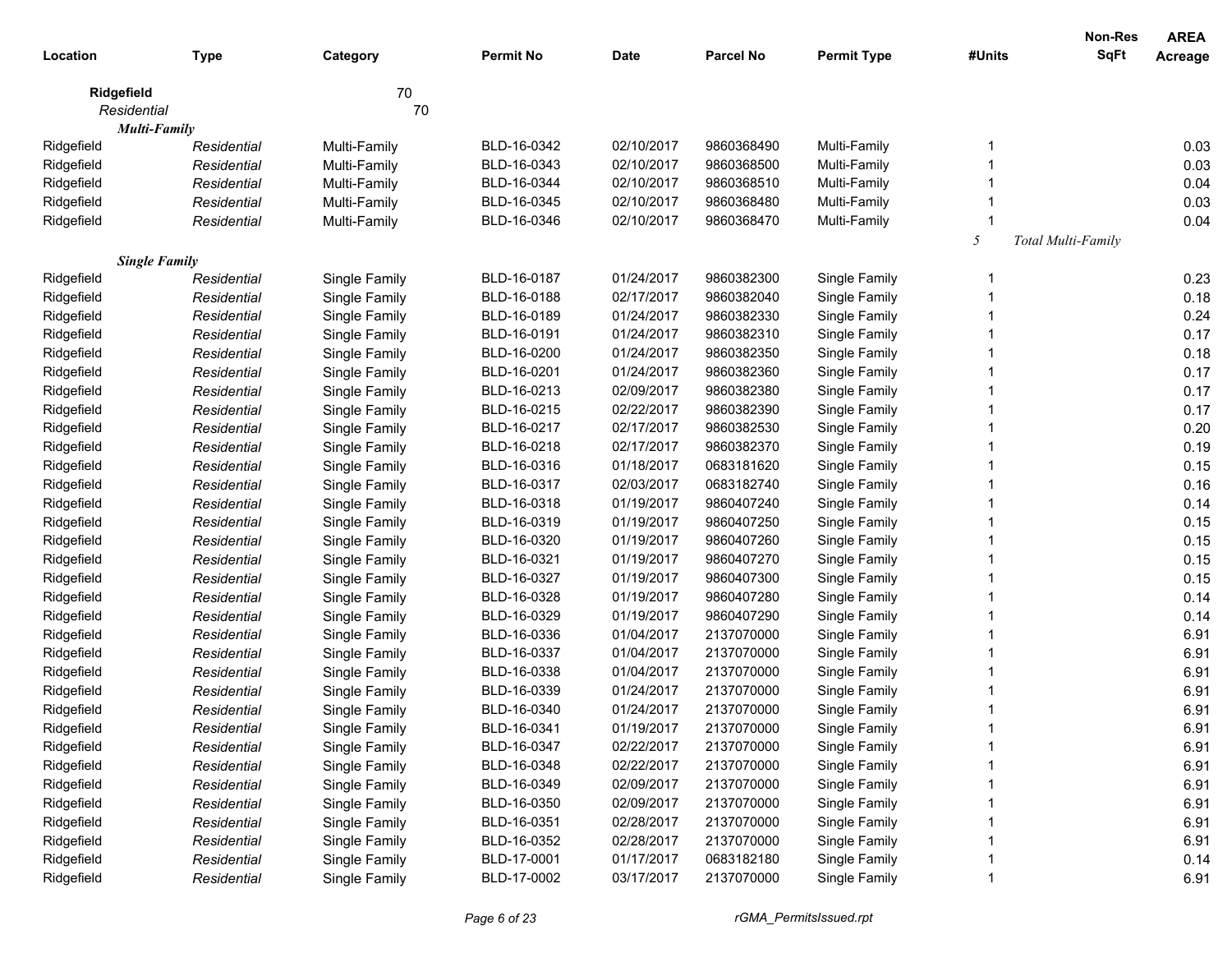| Location | Type | Category | Permit No | Date | Parcel No | Permit Type | #Units | Non-Res SqFt | AREA Acreage |
|---|---|---|---|---|---|---|---|---|---|
| **Ridgefield** | | 70 | | | | | | | |
| *Residential* | | 70 | | | | | | | |
| ***Multi-Family*** | | | | | | | | | |
| Ridgefield | *Residential* | Multi-Family | BLD-16-0342 | 02/10/2017 | 9860368490 | Multi-Family | 1 | | 0.03 |
| Ridgefield | *Residential* | Multi-Family | BLD-16-0343 | 02/10/2017 | 9860368500 | Multi-Family | 1 | | 0.03 |
| Ridgefield | *Residential* | Multi-Family | BLD-16-0344 | 02/10/2017 | 9860368510 | Multi-Family | 1 | | 0.04 |
| Ridgefield | *Residential* | Multi-Family | BLD-16-0345 | 02/10/2017 | 9860368480 | Multi-Family | 1 | | 0.03 |
| Ridgefield | *Residential* | Multi-Family | BLD-16-0346 | 02/10/2017 | 9860368470 | Multi-Family | 1 | | 0.04 |
| | | | | | | | *5* | *Total Multi-Family* | |
| ***Single Family*** | | | | | | | | | |
| Ridgefield | *Residential* | Single Family | BLD-16-0187 | 01/24/2017 | 9860382300 | Single Family | 1 | | 0.23 |
| Ridgefield | *Residential* | Single Family | BLD-16-0188 | 02/17/2017 | 9860382040 | Single Family | 1 | | 0.18 |
| Ridgefield | *Residential* | Single Family | BLD-16-0189 | 01/24/2017 | 9860382330 | Single Family | 1 | | 0.24 |
| Ridgefield | *Residential* | Single Family | BLD-16-0191 | 01/24/2017 | 9860382310 | Single Family | 1 | | 0.17 |
| Ridgefield | *Residential* | Single Family | BLD-16-0200 | 01/24/2017 | 9860382350 | Single Family | 1 | | 0.18 |
| Ridgefield | *Residential* | Single Family | BLD-16-0201 | 01/24/2017 | 9860382360 | Single Family | 1 | | 0.17 |
| Ridgefield | *Residential* | Single Family | BLD-16-0213 | 02/09/2017 | 9860382380 | Single Family | 1 | | 0.17 |
| Ridgefield | *Residential* | Single Family | BLD-16-0215 | 02/22/2017 | 9860382390 | Single Family | 1 | | 0.17 |
| Ridgefield | *Residential* | Single Family | BLD-16-0217 | 02/17/2017 | 9860382530 | Single Family | 1 | | 0.20 |
| Ridgefield | *Residential* | Single Family | BLD-16-0218 | 02/17/2017 | 9860382370 | Single Family | 1 | | 0.19 |
| Ridgefield | *Residential* | Single Family | BLD-16-0316 | 01/18/2017 | 0683181620 | Single Family | 1 | | 0.15 |
| Ridgefield | *Residential* | Single Family | BLD-16-0317 | 02/03/2017 | 0683182740 | Single Family | 1 | | 0.16 |
| Ridgefield | *Residential* | Single Family | BLD-16-0318 | 01/19/2017 | 9860407240 | Single Family | 1 | | 0.14 |
| Ridgefield | *Residential* | Single Family | BLD-16-0319 | 01/19/2017 | 9860407250 | Single Family | 1 | | 0.15 |
| Ridgefield | *Residential* | Single Family | BLD-16-0320 | 01/19/2017 | 9860407260 | Single Family | 1 | | 0.15 |
| Ridgefield | *Residential* | Single Family | BLD-16-0321 | 01/19/2017 | 9860407270 | Single Family | 1 | | 0.15 |
| Ridgefield | *Residential* | Single Family | BLD-16-0327 | 01/19/2017 | 9860407300 | Single Family | 1 | | 0.15 |
| Ridgefield | *Residential* | Single Family | BLD-16-0328 | 01/19/2017 | 9860407280 | Single Family | 1 | | 0.14 |
| Ridgefield | *Residential* | Single Family | BLD-16-0329 | 01/19/2017 | 9860407290 | Single Family | 1 | | 0.14 |
| Ridgefield | *Residential* | Single Family | BLD-16-0336 | 01/04/2017 | 2137070000 | Single Family | 1 | | 6.91 |
| Ridgefield | *Residential* | Single Family | BLD-16-0337 | 01/04/2017 | 2137070000 | Single Family | 1 | | 6.91 |
| Ridgefield | *Residential* | Single Family | BLD-16-0338 | 01/04/2017 | 2137070000 | Single Family | 1 | | 6.91 |
| Ridgefield | *Residential* | Single Family | BLD-16-0339 | 01/24/2017 | 2137070000 | Single Family | 1 | | 6.91 |
| Ridgefield | *Residential* | Single Family | BLD-16-0340 | 01/24/2017 | 2137070000 | Single Family | 1 | | 6.91 |
| Ridgefield | *Residential* | Single Family | BLD-16-0341 | 01/19/2017 | 2137070000 | Single Family | 1 | | 6.91 |
| Ridgefield | *Residential* | Single Family | BLD-16-0347 | 02/22/2017 | 2137070000 | Single Family | 1 | | 6.91 |
| Ridgefield | *Residential* | Single Family | BLD-16-0348 | 02/22/2017 | 2137070000 | Single Family | 1 | | 6.91 |
| Ridgefield | *Residential* | Single Family | BLD-16-0349 | 02/09/2017 | 2137070000 | Single Family | 1 | | 6.91 |
| Ridgefield | *Residential* | Single Family | BLD-16-0350 | 02/09/2017 | 2137070000 | Single Family | 1 | | 6.91 |
| Ridgefield | *Residential* | Single Family | BLD-16-0351 | 02/28/2017 | 2137070000 | Single Family | 1 | | 6.91 |
| Ridgefield | *Residential* | Single Family | BLD-16-0352 | 02/28/2017 | 2137070000 | Single Family | 1 | | 6.91 |
| Ridgefield | *Residential* | Single Family | BLD-17-0001 | 01/17/2017 | 0683182180 | Single Family | 1 | | 0.14 |
| Ridgefield | *Residential* | Single Family | BLD-17-0002 | 03/17/2017 | 2137070000 | Single Family | 1 | | 6.91 |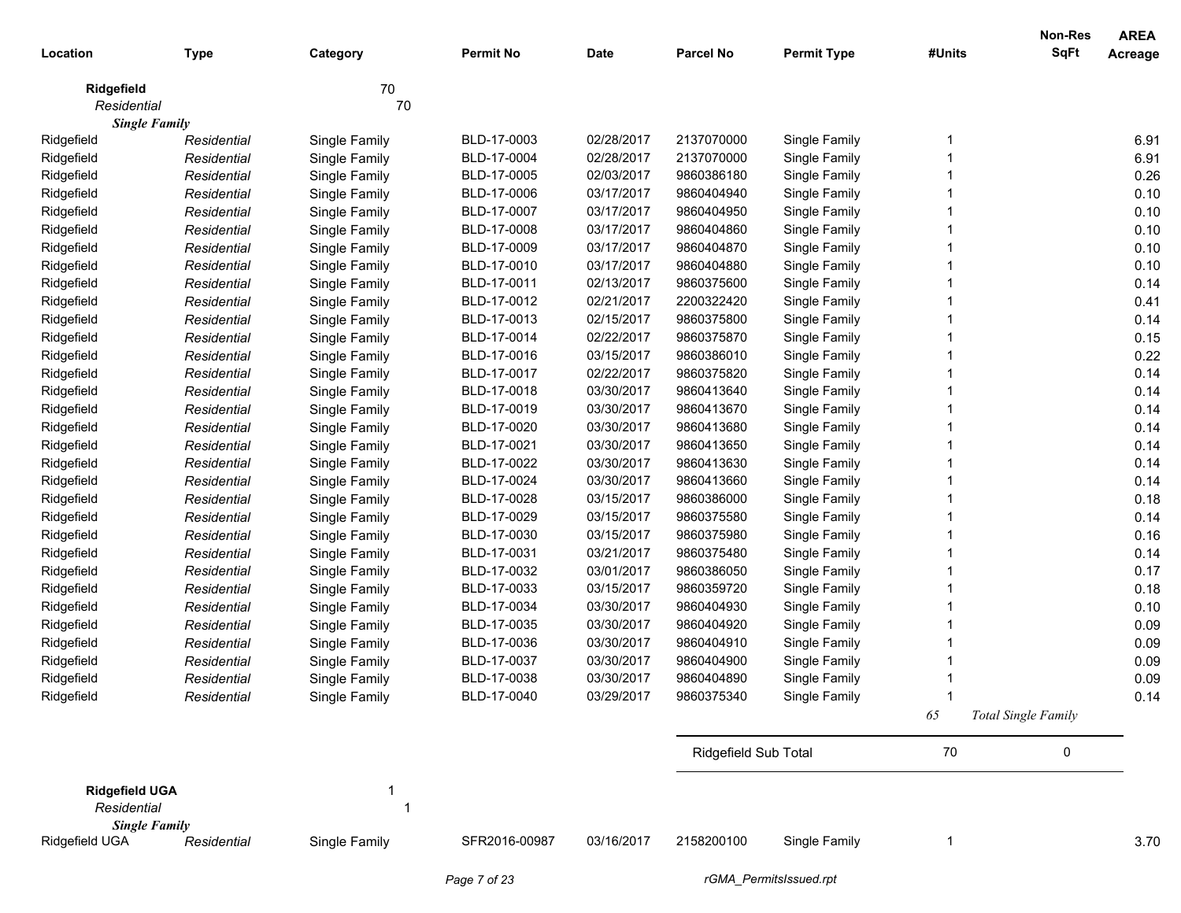| Location | Type | Category | Permit No | Date | Parcel No | Permit Type | #Units | Non-Res SqFt | AREA Acreage |
|---|---|---|---|---|---|---|---|---|---|
| **Ridgefield** | | 70 | | | | | | | |
| *Residential* | | 70 | | | | | | | |
| ***Single Family*** | | | | | | | | | |
| Ridgefield | *Residential* | Single Family | BLD-17-0003 | 02/28/2017 | 2137070000 | Single Family | 1 | | 6.91 |
| Ridgefield | *Residential* | Single Family | BLD-17-0004 | 02/28/2017 | 2137070000 | Single Family | 1 | | 6.91 |
| Ridgefield | *Residential* | Single Family | BLD-17-0005 | 02/03/2017 | 9860386180 | Single Family | 1 | | 0.26 |
| Ridgefield | *Residential* | Single Family | BLD-17-0006 | 03/17/2017 | 9860404940 | Single Family | 1 | | 0.10 |
| Ridgefield | *Residential* | Single Family | BLD-17-0007 | 03/17/2017 | 9860404950 | Single Family | 1 | | 0.10 |
| Ridgefield | *Residential* | Single Family | BLD-17-0008 | 03/17/2017 | 9860404860 | Single Family | 1 | | 0.10 |
| Ridgefield | *Residential* | Single Family | BLD-17-0009 | 03/17/2017 | 9860404870 | Single Family | 1 | | 0.10 |
| Ridgefield | *Residential* | Single Family | BLD-17-0010 | 03/17/2017 | 9860404880 | Single Family | 1 | | 0.10 |
| Ridgefield | *Residential* | Single Family | BLD-17-0011 | 02/13/2017 | 9860375600 | Single Family | 1 | | 0.14 |
| Ridgefield | *Residential* | Single Family | BLD-17-0012 | 02/21/2017 | 2200322420 | Single Family | 1 | | 0.41 |
| Ridgefield | *Residential* | Single Family | BLD-17-0013 | 02/15/2017 | 9860375800 | Single Family | 1 | | 0.14 |
| Ridgefield | *Residential* | Single Family | BLD-17-0014 | 02/22/2017 | 9860375870 | Single Family | 1 | | 0.15 |
| Ridgefield | *Residential* | Single Family | BLD-17-0016 | 03/15/2017 | 9860386010 | Single Family | 1 | | 0.22 |
| Ridgefield | *Residential* | Single Family | BLD-17-0017 | 02/22/2017 | 9860375820 | Single Family | 1 | | 0.14 |
| Ridgefield | *Residential* | Single Family | BLD-17-0018 | 03/30/2017 | 9860413640 | Single Family | 1 | | 0.14 |
| Ridgefield | *Residential* | Single Family | BLD-17-0019 | 03/30/2017 | 9860413670 | Single Family | 1 | | 0.14 |
| Ridgefield | *Residential* | Single Family | BLD-17-0020 | 03/30/2017 | 9860413680 | Single Family | 1 | | 0.14 |
| Ridgefield | *Residential* | Single Family | BLD-17-0021 | 03/30/2017 | 9860413650 | Single Family | 1 | | 0.14 |
| Ridgefield | *Residential* | Single Family | BLD-17-0022 | 03/30/2017 | 9860413630 | Single Family | 1 | | 0.14 |
| Ridgefield | *Residential* | Single Family | BLD-17-0024 | 03/30/2017 | 9860413660 | Single Family | 1 | | 0.14 |
| Ridgefield | *Residential* | Single Family | BLD-17-0028 | 03/15/2017 | 9860386000 | Single Family | 1 | | 0.18 |
| Ridgefield | *Residential* | Single Family | BLD-17-0029 | 03/15/2017 | 9860375580 | Single Family | 1 | | 0.14 |
| Ridgefield | *Residential* | Single Family | BLD-17-0030 | 03/15/2017 | 9860375980 | Single Family | 1 | | 0.16 |
| Ridgefield | *Residential* | Single Family | BLD-17-0031 | 03/21/2017 | 9860375480 | Single Family | 1 | | 0.14 |
| Ridgefield | *Residential* | Single Family | BLD-17-0032 | 03/01/2017 | 9860386050 | Single Family | 1 | | 0.17 |
| Ridgefield | *Residential* | Single Family | BLD-17-0033 | 03/15/2017 | 9860359720 | Single Family | 1 | | 0.18 |
| Ridgefield | *Residential* | Single Family | BLD-17-0034 | 03/30/2017 | 9860404930 | Single Family | 1 | | 0.10 |
| Ridgefield | *Residential* | Single Family | BLD-17-0035 | 03/30/2017 | 9860404920 | Single Family | 1 | | 0.09 |
| Ridgefield | *Residential* | Single Family | BLD-17-0036 | 03/30/2017 | 9860404910 | Single Family | 1 | | 0.09 |
| Ridgefield | *Residential* | Single Family | BLD-17-0037 | 03/30/2017 | 9860404900 | Single Family | 1 | | 0.09 |
| Ridgefield | *Residential* | Single Family | BLD-17-0038 | 03/30/2017 | 9860404890 | Single Family | 1 | | 0.09 |
| Ridgefield | *Residential* | Single Family | BLD-17-0040 | 03/29/2017 | 9860375340 | Single Family | 1 | | 0.14 |
| | | | | | | | *65* | *Total Single Family* | |
| | | | | | Ridgefield Sub Total | | 70 | 0 | |
| **Ridgefield UGA** | | 1 | | | | | | | |
| *Residential* | | 1 | | | | | | | |
| ***Single Family*** | | | | | | | | | |
| Ridgefield UGA | *Residential* | Single Family | SFR2016-00987 | 03/16/2017 | 2158200100 | Single Family | 1 | | 3.70 |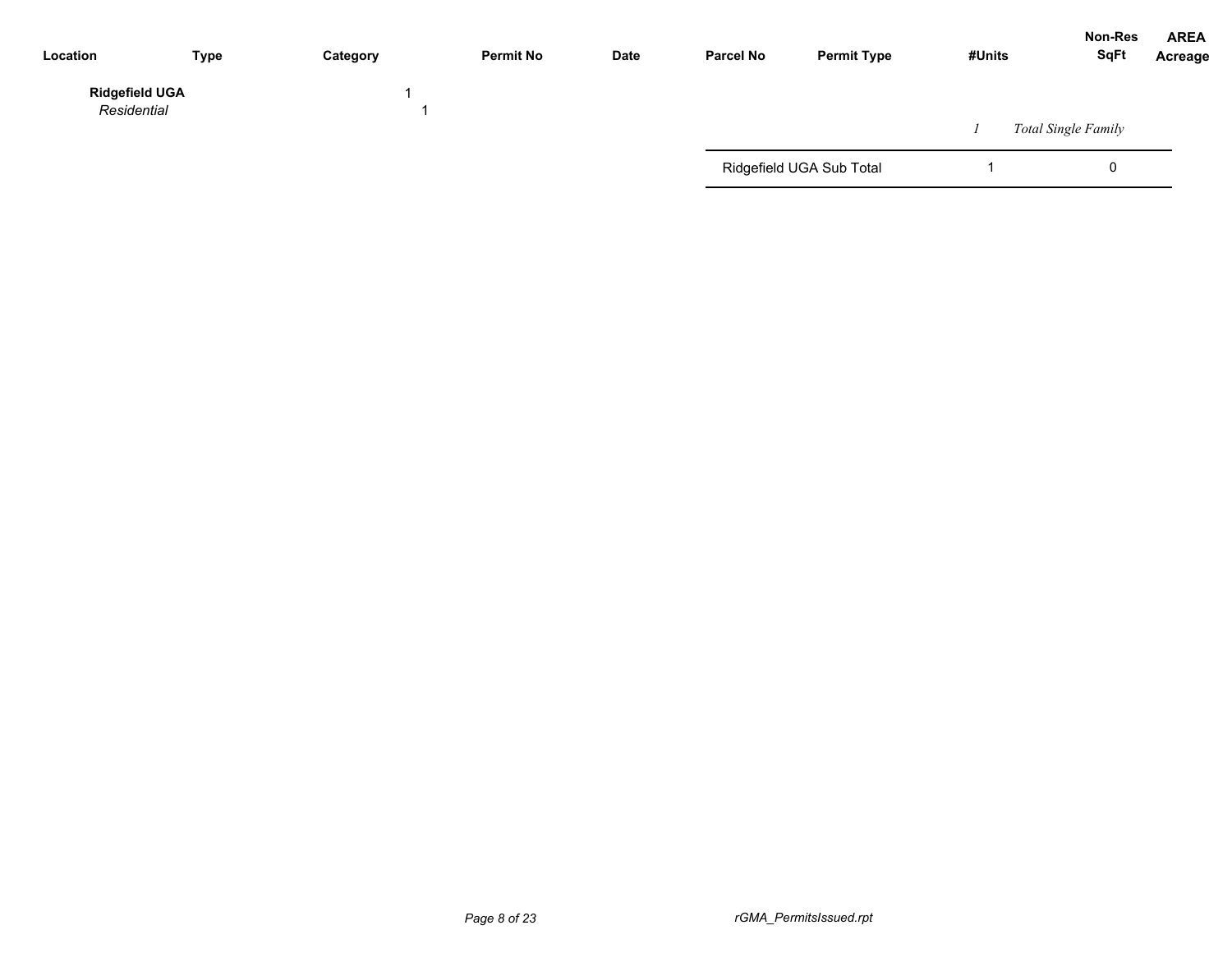| Location | Type | Category | Permit No | Date | Parcel No | Permit Type | #Units | Non-Res SqFt | AREA Acreage |
|---|---|---|---|---|---|---|---|---|---|
| **Ridgefield UGA** | | 1 | | | | | | | |
| *Residential* | | 1 | | | | | | | |
| | | | | | | | *1* | *Total Single Family* | |
| | | | | | Ridgefield UGA Sub Total | | 1 | 0 | |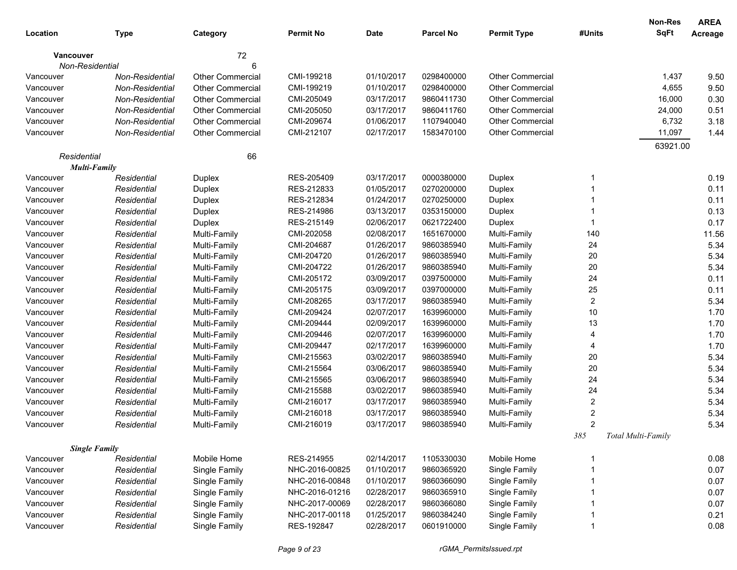| Location | Type | Category | Permit No | Date | Parcel No | Permit Type | #Units | Non-Res SqFt | AREA Acreage |
|---|---|---|---|---|---|---|---|---|---|
| **Vancouver** | | 72 | | | | | | | |
| *Non-Residential* | | 6 | | | | | | | |
| Vancouver | *Non-Residential* | Other Commercial | CMI-199218 | 01/10/2017 | 0298400000 | Other Commercial | | 1,437 | 9.50 |
| Vancouver | *Non-Residential* | Other Commercial | CMI-199219 | 01/10/2017 | 0298400000 | Other Commercial | | 4,655 | 9.50 |
| Vancouver | *Non-Residential* | Other Commercial | CMI-205049 | 03/17/2017 | 9860411730 | Other Commercial | | 16,000 | 0.30 |
| Vancouver | *Non-Residential* | Other Commercial | CMI-205050 | 03/17/2017 | 9860411760 | Other Commercial | | 24,000 | 0.51 |
| Vancouver | *Non-Residential* | Other Commercial | CMI-209674 | 01/06/2017 | 1107940040 | Other Commercial | | 6,732 | 3.18 |
| Vancouver | *Non-Residential* | Other Commercial | CMI-212107 | 02/17/2017 | 1583470100 | Other Commercial | | 11,097 | 1.44 |
| | | | | | | | | 63921.00 | |
| *Residential* | | 66 | | | | | | | |
| ***Multi-Family*** | | | | | | | | | |
| Vancouver | *Residential* | Duplex | RES-205409 | 03/17/2017 | 0000380000 | Duplex | 1 | | 0.19 |
| Vancouver | *Residential* | Duplex | RES-212833 | 01/05/2017 | 0270200000 | Duplex | 1 | | 0.11 |
| Vancouver | *Residential* | Duplex | RES-212834 | 01/24/2017 | 0270250000 | Duplex | 1 | | 0.11 |
| Vancouver | *Residential* | Duplex | RES-214986 | 03/13/2017 | 0353150000 | Duplex | 1 | | 0.13 |
| Vancouver | *Residential* | Duplex | RES-215149 | 02/06/2017 | 0621722400 | Duplex | 1 | | 0.17 |
| Vancouver | *Residential* | Multi-Family | CMI-202058 | 02/08/2017 | 1651670000 | Multi-Family | 140 | | 11.56 |
| Vancouver | *Residential* | Multi-Family | CMI-204687 | 01/26/2017 | 9860385940 | Multi-Family | 24 | | 5.34 |
| Vancouver | *Residential* | Multi-Family | CMI-204720 | 01/26/2017 | 9860385940 | Multi-Family | 20 | | 5.34 |
| Vancouver | *Residential* | Multi-Family | CMI-204722 | 01/26/2017 | 9860385940 | Multi-Family | 20 | | 5.34 |
| Vancouver | *Residential* | Multi-Family | CMI-205172 | 03/09/2017 | 0397500000 | Multi-Family | 24 | | 0.11 |
| Vancouver | *Residential* | Multi-Family | CMI-205175 | 03/09/2017 | 0397000000 | Multi-Family | 25 | | 0.11 |
| Vancouver | *Residential* | Multi-Family | CMI-208265 | 03/17/2017 | 9860385940 | Multi-Family | 2 | | 5.34 |
| Vancouver | *Residential* | Multi-Family | CMI-209424 | 02/07/2017 | 1639960000 | Multi-Family | 10 | | 1.70 |
| Vancouver | *Residential* | Multi-Family | CMI-209444 | 02/09/2017 | 1639960000 | Multi-Family | 13 | | 1.70 |
| Vancouver | *Residential* | Multi-Family | CMI-209446 | 02/07/2017 | 1639960000 | Multi-Family | 4 | | 1.70 |
| Vancouver | *Residential* | Multi-Family | CMI-209447 | 02/17/2017 | 1639960000 | Multi-Family | 4 | | 1.70 |
| Vancouver | *Residential* | Multi-Family | CMI-215563 | 03/02/2017 | 9860385940 | Multi-Family | 20 | | 5.34 |
| Vancouver | *Residential* | Multi-Family | CMI-215564 | 03/06/2017 | 9860385940 | Multi-Family | 20 | | 5.34 |
| Vancouver | *Residential* | Multi-Family | CMI-215565 | 03/06/2017 | 9860385940 | Multi-Family | 24 | | 5.34 |
| Vancouver | *Residential* | Multi-Family | CMI-215588 | 03/02/2017 | 9860385940 | Multi-Family | 24 | | 5.34 |
| Vancouver | *Residential* | Multi-Family | CMI-216017 | 03/17/2017 | 9860385940 | Multi-Family | 2 | | 5.34 |
| Vancouver | *Residential* | Multi-Family | CMI-216018 | 03/17/2017 | 9860385940 | Multi-Family | 2 | | 5.34 |
| Vancouver | *Residential* | Multi-Family | CMI-216019 | 03/17/2017 | 9860385940 | Multi-Family | 2 | | 5.34 |
| | | | | | | | *385* | *Total Multi-Family* | |
| ***Single Family*** | | | | | | | | | |
| Vancouver | *Residential* | Mobile Home | RES-214955 | 02/14/2017 | 1105330030 | Mobile Home | 1 | | 0.08 |
| Vancouver | *Residential* | Single Family | NHC-2016-00825 | 01/10/2017 | 9860365920 | Single Family | 1 | | 0.07 |
| Vancouver | *Residential* | Single Family | NHC-2016-00848 | 01/10/2017 | 9860366090 | Single Family | 1 | | 0.07 |
| Vancouver | *Residential* | Single Family | NHC-2016-01216 | 02/28/2017 | 9860365910 | Single Family | 1 | | 0.07 |
| Vancouver | *Residential* | Single Family | NHC-2017-00069 | 02/28/2017 | 9860366080 | Single Family | 1 | | 0.07 |
| Vancouver | *Residential* | Single Family | NHC-2017-00118 | 01/25/2017 | 9860384240 | Single Family | 1 | | 0.21 |
| Vancouver | *Residential* | Single Family | RES-192847 | 02/28/2017 | 0601910000 | Single Family | 1 | | 0.08 |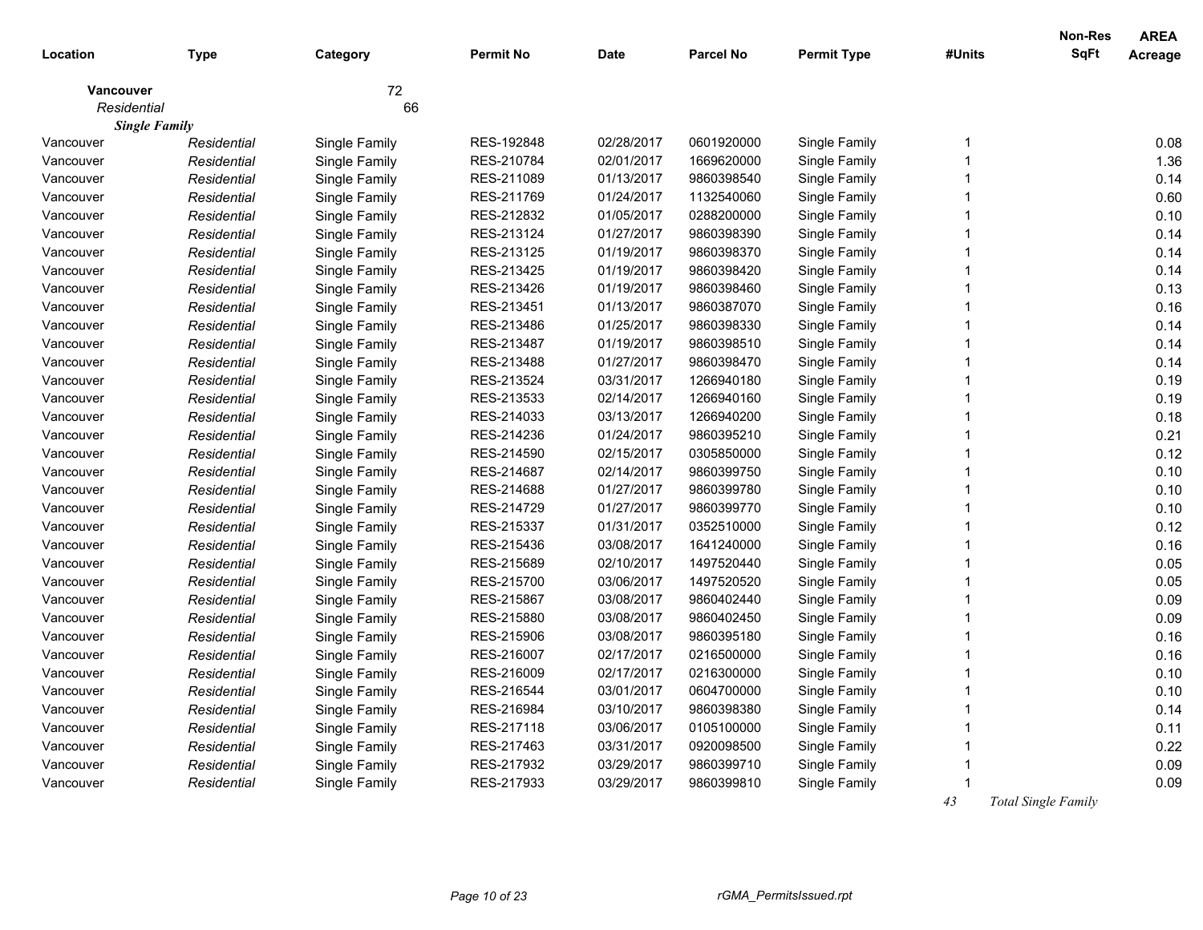| Location | Type | Category | Permit No | Date | Parcel No | Permit Type | #Units | Non-Res SqFt | AREA Acreage |
|---|---|---|---|---|---|---|---|---|---|
| **Vancouver** | | 72 | | | | | | | |
| *Residential* | | 66 | | | | | | | |
| ***Single Family*** | | | | | | | | | |
| Vancouver | *Residential* | Single Family | RES-192848 | 02/28/2017 | 0601920000 | Single Family | 1 | | 0.08 |
| Vancouver | *Residential* | Single Family | RES-210784 | 02/01/2017 | 1669620000 | Single Family | 1 | | 1.36 |
| Vancouver | *Residential* | Single Family | RES-211089 | 01/13/2017 | 9860398540 | Single Family | 1 | | 0.14 |
| Vancouver | *Residential* | Single Family | RES-211769 | 01/24/2017 | 1132540060 | Single Family | 1 | | 0.60 |
| Vancouver | *Residential* | Single Family | RES-212832 | 01/05/2017 | 0288200000 | Single Family | 1 | | 0.10 |
| Vancouver | *Residential* | Single Family | RES-213124 | 01/27/2017 | 9860398390 | Single Family | 1 | | 0.14 |
| Vancouver | *Residential* | Single Family | RES-213125 | 01/19/2017 | 9860398370 | Single Family | 1 | | 0.14 |
| Vancouver | *Residential* | Single Family | RES-213425 | 01/19/2017 | 9860398420 | Single Family | 1 | | 0.14 |
| Vancouver | *Residential* | Single Family | RES-213426 | 01/19/2017 | 9860398460 | Single Family | 1 | | 0.13 |
| Vancouver | *Residential* | Single Family | RES-213451 | 01/13/2017 | 9860387070 | Single Family | 1 | | 0.16 |
| Vancouver | *Residential* | Single Family | RES-213486 | 01/25/2017 | 9860398330 | Single Family | 1 | | 0.14 |
| Vancouver | *Residential* | Single Family | RES-213487 | 01/19/2017 | 9860398510 | Single Family | 1 | | 0.14 |
| Vancouver | *Residential* | Single Family | RES-213488 | 01/27/2017 | 9860398470 | Single Family | 1 | | 0.14 |
| Vancouver | *Residential* | Single Family | RES-213524 | 03/31/2017 | 1266940180 | Single Family | 1 | | 0.19 |
| Vancouver | *Residential* | Single Family | RES-213533 | 02/14/2017 | 1266940160 | Single Family | 1 | | 0.19 |
| Vancouver | *Residential* | Single Family | RES-214033 | 03/13/2017 | 1266940200 | Single Family | 1 | | 0.18 |
| Vancouver | *Residential* | Single Family | RES-214236 | 01/24/2017 | 9860395210 | Single Family | 1 | | 0.21 |
| Vancouver | *Residential* | Single Family | RES-214590 | 02/15/2017 | 0305850000 | Single Family | 1 | | 0.12 |
| Vancouver | *Residential* | Single Family | RES-214687 | 02/14/2017 | 9860399750 | Single Family | 1 | | 0.10 |
| Vancouver | *Residential* | Single Family | RES-214688 | 01/27/2017 | 9860399780 | Single Family | 1 | | 0.10 |
| Vancouver | *Residential* | Single Family | RES-214729 | 01/27/2017 | 9860399770 | Single Family | 1 | | 0.10 |
| Vancouver | *Residential* | Single Family | RES-215337 | 01/31/2017 | 0352510000 | Single Family | 1 | | 0.12 |
| Vancouver | *Residential* | Single Family | RES-215436 | 03/08/2017 | 1641240000 | Single Family | 1 | | 0.16 |
| Vancouver | *Residential* | Single Family | RES-215689 | 02/10/2017 | 1497520440 | Single Family | 1 | | 0.05 |
| Vancouver | *Residential* | Single Family | RES-215700 | 03/06/2017 | 1497520520 | Single Family | 1 | | 0.05 |
| Vancouver | *Residential* | Single Family | RES-215867 | 03/08/2017 | 9860402440 | Single Family | 1 | | 0.09 |
| Vancouver | *Residential* | Single Family | RES-215880 | 03/08/2017 | 9860402450 | Single Family | 1 | | 0.09 |
| Vancouver | *Residential* | Single Family | RES-215906 | 03/08/2017 | 9860395180 | Single Family | 1 | | 0.16 |
| Vancouver | *Residential* | Single Family | RES-216007 | 02/17/2017 | 0216500000 | Single Family | 1 | | 0.16 |
| Vancouver | *Residential* | Single Family | RES-216009 | 02/17/2017 | 0216300000 | Single Family | 1 | | 0.10 |
| Vancouver | *Residential* | Single Family | RES-216544 | 03/01/2017 | 0604700000 | Single Family | 1 | | 0.10 |
| Vancouver | *Residential* | Single Family | RES-216984 | 03/10/2017 | 9860398380 | Single Family | 1 | | 0.14 |
| Vancouver | *Residential* | Single Family | RES-217118 | 03/06/2017 | 0105100000 | Single Family | 1 | | 0.11 |
| Vancouver | *Residential* | Single Family | RES-217463 | 03/31/2017 | 0920098500 | Single Family | 1 | | 0.22 |
| Vancouver | *Residential* | Single Family | RES-217932 | 03/29/2017 | 9860399710 | Single Family | 1 | | 0.09 |
| Vancouver | *Residential* | Single Family | RES-217933 | 03/29/2017 | 9860399810 | Single Family | 1 | | 0.09 |
| | | | | | | | *43* | *Total Single Family* | |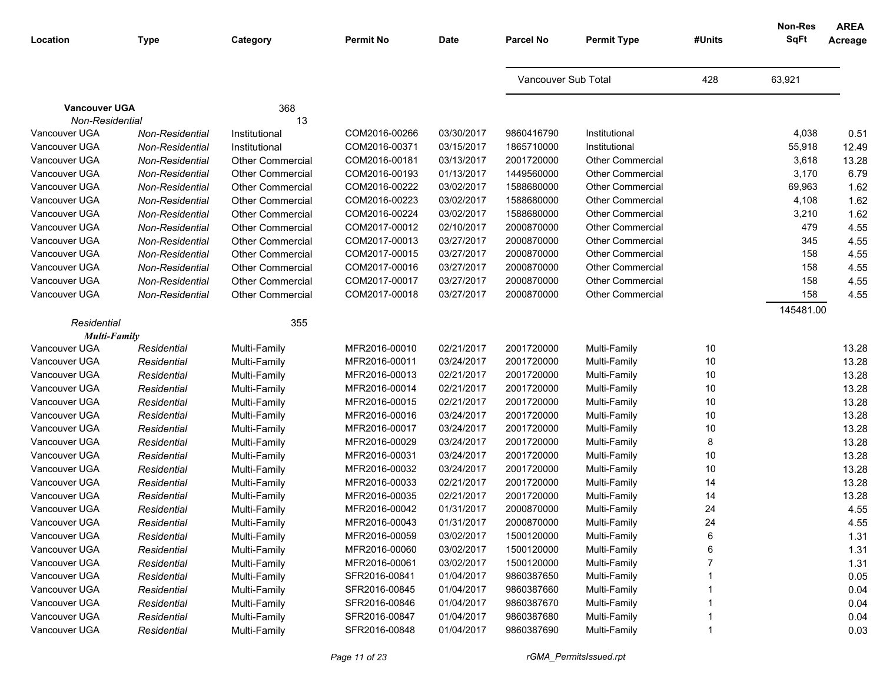| Location | Type | Category | Permit No | Date | Parcel No | Permit Type | #Units | Non-Res SqFt | AREA Acreage |
|---|---|---|---|---|---|---|---|---|---|
| | | | | | Vancouver Sub Total | | 428 | 63,921 | |
| **Vancouver UGA** | | 368 | | | | | | | |
| *Non-Residential* | | 13 | | | | | | | |
| Vancouver UGA | *Non-Residential* | Institutional | COM2016-00266 | 03/30/2017 | 9860416790 | Institutional | | 4,038 | 0.51 |
| Vancouver UGA | *Non-Residential* | Institutional | COM2016-00371 | 03/15/2017 | 1865710000 | Institutional | | 55,918 | 12.49 |
| Vancouver UGA | *Non-Residential* | Other Commercial | COM2016-00181 | 03/13/2017 | 2001720000 | Other Commercial | | 3,618 | 13.28 |
| Vancouver UGA | *Non-Residential* | Other Commercial | COM2016-00193 | 01/13/2017 | 1449560000 | Other Commercial | | 3,170 | 6.79 |
| Vancouver UGA | *Non-Residential* | Other Commercial | COM2016-00222 | 03/02/2017 | 1588680000 | Other Commercial | | 69,963 | 1.62 |
| Vancouver UGA | *Non-Residential* | Other Commercial | COM2016-00223 | 03/02/2017 | 1588680000 | Other Commercial | | 4,108 | 1.62 |
| Vancouver UGA | *Non-Residential* | Other Commercial | COM2016-00224 | 03/02/2017 | 1588680000 | Other Commercial | | 3,210 | 1.62 |
| Vancouver UGA | *Non-Residential* | Other Commercial | COM2017-00012 | 02/10/2017 | 2000870000 | Other Commercial | | 479 | 4.55 |
| Vancouver UGA | *Non-Residential* | Other Commercial | COM2017-00013 | 03/27/2017 | 2000870000 | Other Commercial | | 345 | 4.55 |
| Vancouver UGA | *Non-Residential* | Other Commercial | COM2017-00015 | 03/27/2017 | 2000870000 | Other Commercial | | 158 | 4.55 |
| Vancouver UGA | *Non-Residential* | Other Commercial | COM2017-00016 | 03/27/2017 | 2000870000 | Other Commercial | | 158 | 4.55 |
| Vancouver UGA | *Non-Residential* | Other Commercial | COM2017-00017 | 03/27/2017 | 2000870000 | Other Commercial | | 158 | 4.55 |
| Vancouver UGA | *Non-Residential* | Other Commercial | COM2017-00018 | 03/27/2017 | 2000870000 | Other Commercial | | 158 | 4.55 |
| | | | | | | | | 145481.00 | |
| *Residential* | | 355 | | | | | | | |
| ***Multi-Family*** | | | | | | | | | |
| Vancouver UGA | *Residential* | Multi-Family | MFR2016-00010 | 02/21/2017 | 2001720000 | Multi-Family | 10 | | 13.28 |
| Vancouver UGA | *Residential* | Multi-Family | MFR2016-00011 | 03/24/2017 | 2001720000 | Multi-Family | 10 | | 13.28 |
| Vancouver UGA | *Residential* | Multi-Family | MFR2016-00013 | 02/21/2017 | 2001720000 | Multi-Family | 10 | | 13.28 |
| Vancouver UGA | *Residential* | Multi-Family | MFR2016-00014 | 02/21/2017 | 2001720000 | Multi-Family | 10 | | 13.28 |
| Vancouver UGA | *Residential* | Multi-Family | MFR2016-00015 | 02/21/2017 | 2001720000 | Multi-Family | 10 | | 13.28 |
| Vancouver UGA | *Residential* | Multi-Family | MFR2016-00016 | 03/24/2017 | 2001720000 | Multi-Family | 10 | | 13.28 |
| Vancouver UGA | *Residential* | Multi-Family | MFR2016-00017 | 03/24/2017 | 2001720000 | Multi-Family | 10 | | 13.28 |
| Vancouver UGA | *Residential* | Multi-Family | MFR2016-00029 | 03/24/2017 | 2001720000 | Multi-Family | 8 | | 13.28 |
| Vancouver UGA | *Residential* | Multi-Family | MFR2016-00031 | 03/24/2017 | 2001720000 | Multi-Family | 10 | | 13.28 |
| Vancouver UGA | *Residential* | Multi-Family | MFR2016-00032 | 03/24/2017 | 2001720000 | Multi-Family | 10 | | 13.28 |
| Vancouver UGA | *Residential* | Multi-Family | MFR2016-00033 | 02/21/2017 | 2001720000 | Multi-Family | 14 | | 13.28 |
| Vancouver UGA | *Residential* | Multi-Family | MFR2016-00035 | 02/21/2017 | 2001720000 | Multi-Family | 14 | | 13.28 |
| Vancouver UGA | *Residential* | Multi-Family | MFR2016-00042 | 01/31/2017 | 2000870000 | Multi-Family | 24 | | 4.55 |
| Vancouver UGA | *Residential* | Multi-Family | MFR2016-00043 | 01/31/2017 | 2000870000 | Multi-Family | 24 | | 4.55 |
| Vancouver UGA | *Residential* | Multi-Family | MFR2016-00059 | 03/02/2017 | 1500120000 | Multi-Family | 6 | | 1.31 |
| Vancouver UGA | *Residential* | Multi-Family | MFR2016-00060 | 03/02/2017 | 1500120000 | Multi-Family | 6 | | 1.31 |
| Vancouver UGA | *Residential* | Multi-Family | MFR2016-00061 | 03/02/2017 | 1500120000 | Multi-Family | 7 | | 1.31 |
| Vancouver UGA | *Residential* | Multi-Family | SFR2016-00841 | 01/04/2017 | 9860387650 | Multi-Family | 1 | | 0.05 |
| Vancouver UGA | *Residential* | Multi-Family | SFR2016-00845 | 01/04/2017 | 9860387660 | Multi-Family | 1 | | 0.04 |
| Vancouver UGA | *Residential* | Multi-Family | SFR2016-00846 | 01/04/2017 | 9860387670 | Multi-Family | 1 | | 0.04 |
| Vancouver UGA | *Residential* | Multi-Family | SFR2016-00847 | 01/04/2017 | 9860387680 | Multi-Family | 1 | | 0.04 |
| Vancouver UGA | *Residential* | Multi-Family | SFR2016-00848 | 01/04/2017 | 9860387690 | Multi-Family | 1 | | 0.03 |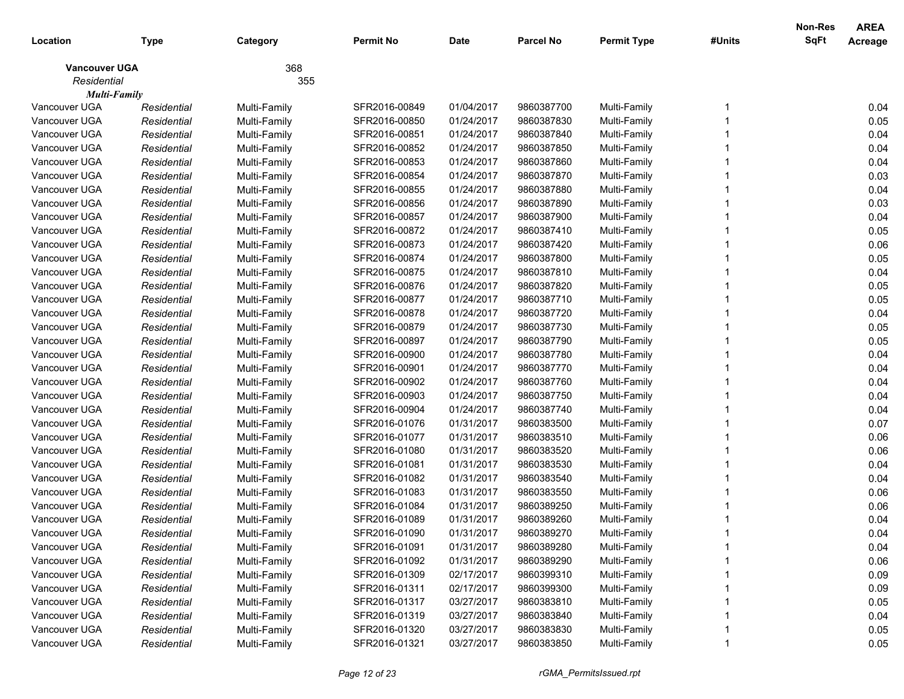| Location | Type | Category | Permit No | Date | Parcel No | Permit Type | #Units | Non-Res SqFt | AREA Acreage |
|---|---|---|---|---|---|---|---|---|---|
| **Vancouver UGA** | | 368 | | | | | | | |
| *Residential* | | 355 | | | | | | | |
| ***Multi-Family*** | | | | | | | | | |
| Vancouver UGA | *Residential* | Multi-Family | SFR2016-00849 | 01/04/2017 | 9860387700 | Multi-Family | 1 | | 0.04 |
| Vancouver UGA | *Residential* | Multi-Family | SFR2016-00850 | 01/24/2017 | 9860387830 | Multi-Family | 1 | | 0.05 |
| Vancouver UGA | *Residential* | Multi-Family | SFR2016-00851 | 01/24/2017 | 9860387840 | Multi-Family | 1 | | 0.04 |
| Vancouver UGA | *Residential* | Multi-Family | SFR2016-00852 | 01/24/2017 | 9860387850 | Multi-Family | 1 | | 0.04 |
| Vancouver UGA | *Residential* | Multi-Family | SFR2016-00853 | 01/24/2017 | 9860387860 | Multi-Family | 1 | | 0.04 |
| Vancouver UGA | *Residential* | Multi-Family | SFR2016-00854 | 01/24/2017 | 9860387870 | Multi-Family | 1 | | 0.03 |
| Vancouver UGA | *Residential* | Multi-Family | SFR2016-00855 | 01/24/2017 | 9860387880 | Multi-Family | 1 | | 0.04 |
| Vancouver UGA | *Residential* | Multi-Family | SFR2016-00856 | 01/24/2017 | 9860387890 | Multi-Family | 1 | | 0.03 |
| Vancouver UGA | *Residential* | Multi-Family | SFR2016-00857 | 01/24/2017 | 9860387900 | Multi-Family | 1 | | 0.04 |
| Vancouver UGA | *Residential* | Multi-Family | SFR2016-00872 | 01/24/2017 | 9860387410 | Multi-Family | 1 | | 0.05 |
| Vancouver UGA | *Residential* | Multi-Family | SFR2016-00873 | 01/24/2017 | 9860387420 | Multi-Family | 1 | | 0.06 |
| Vancouver UGA | *Residential* | Multi-Family | SFR2016-00874 | 01/24/2017 | 9860387800 | Multi-Family | 1 | | 0.05 |
| Vancouver UGA | *Residential* | Multi-Family | SFR2016-00875 | 01/24/2017 | 9860387810 | Multi-Family | 1 | | 0.04 |
| Vancouver UGA | *Residential* | Multi-Family | SFR2016-00876 | 01/24/2017 | 9860387820 | Multi-Family | 1 | | 0.05 |
| Vancouver UGA | *Residential* | Multi-Family | SFR2016-00877 | 01/24/2017 | 9860387710 | Multi-Family | 1 | | 0.05 |
| Vancouver UGA | *Residential* | Multi-Family | SFR2016-00878 | 01/24/2017 | 9860387720 | Multi-Family | 1 | | 0.04 |
| Vancouver UGA | *Residential* | Multi-Family | SFR2016-00879 | 01/24/2017 | 9860387730 | Multi-Family | 1 | | 0.05 |
| Vancouver UGA | *Residential* | Multi-Family | SFR2016-00897 | 01/24/2017 | 9860387790 | Multi-Family | 1 | | 0.05 |
| Vancouver UGA | *Residential* | Multi-Family | SFR2016-00900 | 01/24/2017 | 9860387780 | Multi-Family | 1 | | 0.04 |
| Vancouver UGA | *Residential* | Multi-Family | SFR2016-00901 | 01/24/2017 | 9860387770 | Multi-Family | 1 | | 0.04 |
| Vancouver UGA | *Residential* | Multi-Family | SFR2016-00902 | 01/24/2017 | 9860387760 | Multi-Family | 1 | | 0.04 |
| Vancouver UGA | *Residential* | Multi-Family | SFR2016-00903 | 01/24/2017 | 9860387750 | Multi-Family | 1 | | 0.04 |
| Vancouver UGA | *Residential* | Multi-Family | SFR2016-00904 | 01/24/2017 | 9860387740 | Multi-Family | 1 | | 0.04 |
| Vancouver UGA | *Residential* | Multi-Family | SFR2016-01076 | 01/31/2017 | 9860383500 | Multi-Family | 1 | | 0.07 |
| Vancouver UGA | *Residential* | Multi-Family | SFR2016-01077 | 01/31/2017 | 9860383510 | Multi-Family | 1 | | 0.06 |
| Vancouver UGA | *Residential* | Multi-Family | SFR2016-01080 | 01/31/2017 | 9860383520 | Multi-Family | 1 | | 0.06 |
| Vancouver UGA | *Residential* | Multi-Family | SFR2016-01081 | 01/31/2017 | 9860383530 | Multi-Family | 1 | | 0.04 |
| Vancouver UGA | *Residential* | Multi-Family | SFR2016-01082 | 01/31/2017 | 9860383540 | Multi-Family | 1 | | 0.04 |
| Vancouver UGA | *Residential* | Multi-Family | SFR2016-01083 | 01/31/2017 | 9860383550 | Multi-Family | 1 | | 0.06 |
| Vancouver UGA | *Residential* | Multi-Family | SFR2016-01084 | 01/31/2017 | 9860389250 | Multi-Family | 1 | | 0.06 |
| Vancouver UGA | *Residential* | Multi-Family | SFR2016-01089 | 01/31/2017 | 9860389260 | Multi-Family | 1 | | 0.04 |
| Vancouver UGA | *Residential* | Multi-Family | SFR2016-01090 | 01/31/2017 | 9860389270 | Multi-Family | 1 | | 0.04 |
| Vancouver UGA | *Residential* | Multi-Family | SFR2016-01091 | 01/31/2017 | 9860389280 | Multi-Family | 1 | | 0.04 |
| Vancouver UGA | *Residential* | Multi-Family | SFR2016-01092 | 01/31/2017 | 9860389290 | Multi-Family | 1 | | 0.06 |
| Vancouver UGA | *Residential* | Multi-Family | SFR2016-01309 | 02/17/2017 | 9860399310 | Multi-Family | 1 | | 0.09 |
| Vancouver UGA | *Residential* | Multi-Family | SFR2016-01311 | 02/17/2017 | 9860399300 | Multi-Family | 1 | | 0.09 |
| Vancouver UGA | *Residential* | Multi-Family | SFR2016-01317 | 03/27/2017 | 9860383810 | Multi-Family | 1 | | 0.05 |
| Vancouver UGA | *Residential* | Multi-Family | SFR2016-01319 | 03/27/2017 | 9860383840 | Multi-Family | 1 | | 0.04 |
| Vancouver UGA | *Residential* | Multi-Family | SFR2016-01320 | 03/27/2017 | 9860383830 | Multi-Family | 1 | | 0.05 |
| Vancouver UGA | *Residential* | Multi-Family | SFR2016-01321 | 03/27/2017 | 9860383850 | Multi-Family | 1 | | 0.05 |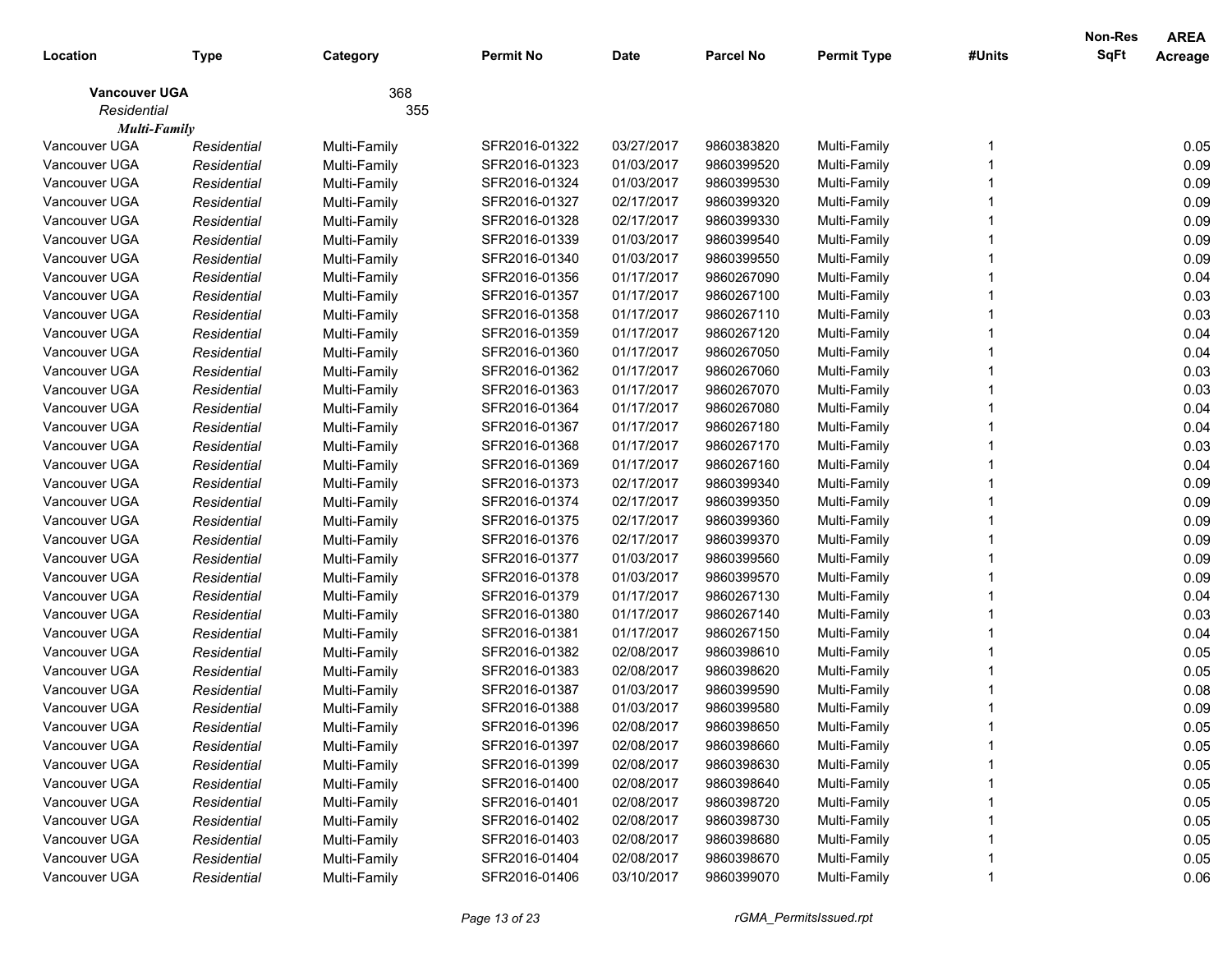| Location | Type | Category | Permit No | Date | Parcel No | Permit Type | #Units | Non-Res SqFt | AREA Acreage |
|---|---|---|---|---|---|---|---|---|---|
| **Vancouver UGA** | | 368 | | | | | | | |
| *Residential* | | 355 | | | | | | | |
| ***Multi-Family*** | | | | | | | | | |
| Vancouver UGA | *Residential* | Multi-Family | SFR2016-01322 | 03/27/2017 | 9860383820 | Multi-Family | 1 | | 0.05 |
| Vancouver UGA | *Residential* | Multi-Family | SFR2016-01323 | 01/03/2017 | 9860399520 | Multi-Family | 1 | | 0.09 |
| Vancouver UGA | *Residential* | Multi-Family | SFR2016-01324 | 01/03/2017 | 9860399530 | Multi-Family | 1 | | 0.09 |
| Vancouver UGA | *Residential* | Multi-Family | SFR2016-01327 | 02/17/2017 | 9860399320 | Multi-Family | 1 | | 0.09 |
| Vancouver UGA | *Residential* | Multi-Family | SFR2016-01328 | 02/17/2017 | 9860399330 | Multi-Family | 1 | | 0.09 |
| Vancouver UGA | *Residential* | Multi-Family | SFR2016-01339 | 01/03/2017 | 9860399540 | Multi-Family | 1 | | 0.09 |
| Vancouver UGA | *Residential* | Multi-Family | SFR2016-01340 | 01/03/2017 | 9860399550 | Multi-Family | 1 | | 0.09 |
| Vancouver UGA | *Residential* | Multi-Family | SFR2016-01356 | 01/17/2017 | 9860267090 | Multi-Family | 1 | | 0.04 |
| Vancouver UGA | *Residential* | Multi-Family | SFR2016-01357 | 01/17/2017 | 9860267100 | Multi-Family | 1 | | 0.03 |
| Vancouver UGA | *Residential* | Multi-Family | SFR2016-01358 | 01/17/2017 | 9860267110 | Multi-Family | 1 | | 0.03 |
| Vancouver UGA | *Residential* | Multi-Family | SFR2016-01359 | 01/17/2017 | 9860267120 | Multi-Family | 1 | | 0.04 |
| Vancouver UGA | *Residential* | Multi-Family | SFR2016-01360 | 01/17/2017 | 9860267050 | Multi-Family | 1 | | 0.04 |
| Vancouver UGA | *Residential* | Multi-Family | SFR2016-01362 | 01/17/2017 | 9860267060 | Multi-Family | 1 | | 0.03 |
| Vancouver UGA | *Residential* | Multi-Family | SFR2016-01363 | 01/17/2017 | 9860267070 | Multi-Family | 1 | | 0.03 |
| Vancouver UGA | *Residential* | Multi-Family | SFR2016-01364 | 01/17/2017 | 9860267080 | Multi-Family | 1 | | 0.04 |
| Vancouver UGA | *Residential* | Multi-Family | SFR2016-01367 | 01/17/2017 | 9860267180 | Multi-Family | 1 | | 0.04 |
| Vancouver UGA | *Residential* | Multi-Family | SFR2016-01368 | 01/17/2017 | 9860267170 | Multi-Family | 1 | | 0.03 |
| Vancouver UGA | *Residential* | Multi-Family | SFR2016-01369 | 01/17/2017 | 9860267160 | Multi-Family | 1 | | 0.04 |
| Vancouver UGA | *Residential* | Multi-Family | SFR2016-01373 | 02/17/2017 | 9860399340 | Multi-Family | 1 | | 0.09 |
| Vancouver UGA | *Residential* | Multi-Family | SFR2016-01374 | 02/17/2017 | 9860399350 | Multi-Family | 1 | | 0.09 |
| Vancouver UGA | *Residential* | Multi-Family | SFR2016-01375 | 02/17/2017 | 9860399360 | Multi-Family | 1 | | 0.09 |
| Vancouver UGA | *Residential* | Multi-Family | SFR2016-01376 | 02/17/2017 | 9860399370 | Multi-Family | 1 | | 0.09 |
| Vancouver UGA | *Residential* | Multi-Family | SFR2016-01377 | 01/03/2017 | 9860399560 | Multi-Family | 1 | | 0.09 |
| Vancouver UGA | *Residential* | Multi-Family | SFR2016-01378 | 01/03/2017 | 9860399570 | Multi-Family | 1 | | 0.09 |
| Vancouver UGA | *Residential* | Multi-Family | SFR2016-01379 | 01/17/2017 | 9860267130 | Multi-Family | 1 | | 0.04 |
| Vancouver UGA | *Residential* | Multi-Family | SFR2016-01380 | 01/17/2017 | 9860267140 | Multi-Family | 1 | | 0.03 |
| Vancouver UGA | *Residential* | Multi-Family | SFR2016-01381 | 01/17/2017 | 9860267150 | Multi-Family | 1 | | 0.04 |
| Vancouver UGA | *Residential* | Multi-Family | SFR2016-01382 | 02/08/2017 | 9860398610 | Multi-Family | 1 | | 0.05 |
| Vancouver UGA | *Residential* | Multi-Family | SFR2016-01383 | 02/08/2017 | 9860398620 | Multi-Family | 1 | | 0.05 |
| Vancouver UGA | *Residential* | Multi-Family | SFR2016-01387 | 01/03/2017 | 9860399590 | Multi-Family | 1 | | 0.08 |
| Vancouver UGA | *Residential* | Multi-Family | SFR2016-01388 | 01/03/2017 | 9860399580 | Multi-Family | 1 | | 0.09 |
| Vancouver UGA | *Residential* | Multi-Family | SFR2016-01396 | 02/08/2017 | 9860398650 | Multi-Family | 1 | | 0.05 |
| Vancouver UGA | *Residential* | Multi-Family | SFR2016-01397 | 02/08/2017 | 9860398660 | Multi-Family | 1 | | 0.05 |
| Vancouver UGA | *Residential* | Multi-Family | SFR2016-01399 | 02/08/2017 | 9860398630 | Multi-Family | 1 | | 0.05 |
| Vancouver UGA | *Residential* | Multi-Family | SFR2016-01400 | 02/08/2017 | 9860398640 | Multi-Family | 1 | | 0.05 |
| Vancouver UGA | *Residential* | Multi-Family | SFR2016-01401 | 02/08/2017 | 9860398720 | Multi-Family | 1 | | 0.05 |
| Vancouver UGA | *Residential* | Multi-Family | SFR2016-01402 | 02/08/2017 | 9860398730 | Multi-Family | 1 | | 0.05 |
| Vancouver UGA | *Residential* | Multi-Family | SFR2016-01403 | 02/08/2017 | 9860398680 | Multi-Family | 1 | | 0.05 |
| Vancouver UGA | *Residential* | Multi-Family | SFR2016-01404 | 02/08/2017 | 9860398670 | Multi-Family | 1 | | 0.05 |
| Vancouver UGA | *Residential* | Multi-Family | SFR2016-01406 | 03/10/2017 | 9860399070 | Multi-Family | 1 | | 0.06 |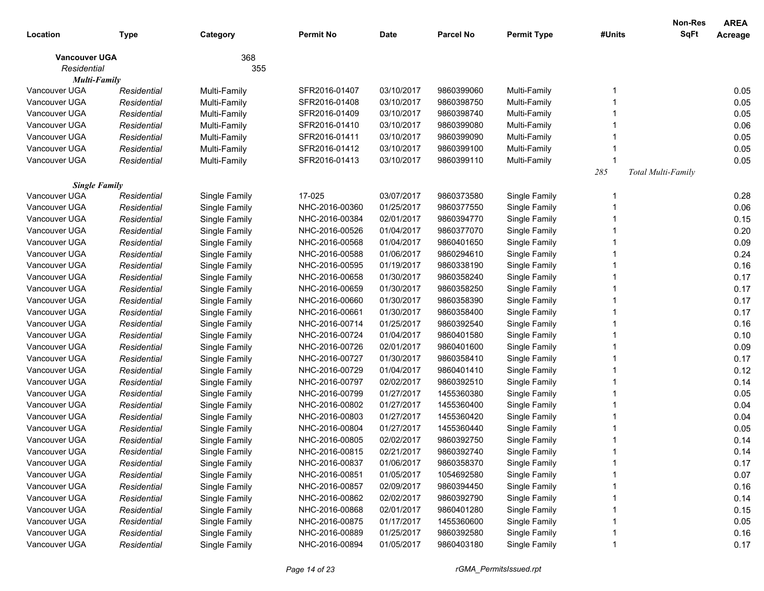| Location | Type | Category | Permit No | Date | Parcel No | Permit Type | #Units | Non-Res SqFt | AREA Acreage |
|---|---|---|---|---|---|---|---|---|---|
| **Vancouver UGA** | | 368 | | | | | | | |
| *Residential* | | 355 | | | | | | | |
| ***Multi-Family*** | | | | | | | | | |
| Vancouver UGA | *Residential* | Multi-Family | SFR2016-01407 | 03/10/2017 | 9860399060 | Multi-Family | 1 | | 0.05 |
| Vancouver UGA | *Residential* | Multi-Family | SFR2016-01408 | 03/10/2017 | 9860398750 | Multi-Family | 1 | | 0.05 |
| Vancouver UGA | *Residential* | Multi-Family | SFR2016-01409 | 03/10/2017 | 9860398740 | Multi-Family | 1 | | 0.05 |
| Vancouver UGA | *Residential* | Multi-Family | SFR2016-01410 | 03/10/2017 | 9860399080 | Multi-Family | 1 | | 0.06 |
| Vancouver UGA | *Residential* | Multi-Family | SFR2016-01411 | 03/10/2017 | 9860399090 | Multi-Family | 1 | | 0.05 |
| Vancouver UGA | *Residential* | Multi-Family | SFR2016-01412 | 03/10/2017 | 9860399100 | Multi-Family | 1 | | 0.05 |
| Vancouver UGA | *Residential* | Multi-Family | SFR2016-01413 | 03/10/2017 | 9860399110 | Multi-Family | 1 | | 0.05 |
| | | | | | | | *285* | *Total Multi-Family* | |
| ***Single Family*** | | | | | | | | | |
| Vancouver UGA | *Residential* | Single Family | 17-025 | 03/07/2017 | 9860373580 | Single Family | 1 | | 0.28 |
| Vancouver UGA | *Residential* | Single Family | NHC-2016-00360 | 01/25/2017 | 9860377550 | Single Family | 1 | | 0.06 |
| Vancouver UGA | *Residential* | Single Family | NHC-2016-00384 | 02/01/2017 | 9860394770 | Single Family | 1 | | 0.15 |
| Vancouver UGA | *Residential* | Single Family | NHC-2016-00526 | 01/04/2017 | 9860377070 | Single Family | 1 | | 0.20 |
| Vancouver UGA | *Residential* | Single Family | NHC-2016-00568 | 01/04/2017 | 9860401650 | Single Family | 1 | | 0.09 |
| Vancouver UGA | *Residential* | Single Family | NHC-2016-00588 | 01/06/2017 | 9860294610 | Single Family | 1 | | 0.24 |
| Vancouver UGA | *Residential* | Single Family | NHC-2016-00595 | 01/19/2017 | 9860338190 | Single Family | 1 | | 0.16 |
| Vancouver UGA | *Residential* | Single Family | NHC-2016-00658 | 01/30/2017 | 9860358240 | Single Family | 1 | | 0.17 |
| Vancouver UGA | *Residential* | Single Family | NHC-2016-00659 | 01/30/2017 | 9860358250 | Single Family | 1 | | 0.17 |
| Vancouver UGA | *Residential* | Single Family | NHC-2016-00660 | 01/30/2017 | 9860358390 | Single Family | 1 | | 0.17 |
| Vancouver UGA | *Residential* | Single Family | NHC-2016-00661 | 01/30/2017 | 9860358400 | Single Family | 1 | | 0.17 |
| Vancouver UGA | *Residential* | Single Family | NHC-2016-00714 | 01/25/2017 | 9860392540 | Single Family | 1 | | 0.16 |
| Vancouver UGA | *Residential* | Single Family | NHC-2016-00724 | 01/04/2017 | 9860401580 | Single Family | 1 | | 0.10 |
| Vancouver UGA | *Residential* | Single Family | NHC-2016-00726 | 02/01/2017 | 9860401600 | Single Family | 1 | | 0.09 |
| Vancouver UGA | *Residential* | Single Family | NHC-2016-00727 | 01/30/2017 | 9860358410 | Single Family | 1 | | 0.17 |
| Vancouver UGA | *Residential* | Single Family | NHC-2016-00729 | 01/04/2017 | 9860401410 | Single Family | 1 | | 0.12 |
| Vancouver UGA | *Residential* | Single Family | NHC-2016-00797 | 02/02/2017 | 9860392510 | Single Family | 1 | | 0.14 |
| Vancouver UGA | *Residential* | Single Family | NHC-2016-00799 | 01/27/2017 | 1455360380 | Single Family | 1 | | 0.05 |
| Vancouver UGA | *Residential* | Single Family | NHC-2016-00802 | 01/27/2017 | 1455360400 | Single Family | 1 | | 0.04 |
| Vancouver UGA | *Residential* | Single Family | NHC-2016-00803 | 01/27/2017 | 1455360420 | Single Family | 1 | | 0.04 |
| Vancouver UGA | *Residential* | Single Family | NHC-2016-00804 | 01/27/2017 | 1455360440 | Single Family | 1 | | 0.05 |
| Vancouver UGA | *Residential* | Single Family | NHC-2016-00805 | 02/02/2017 | 9860392750 | Single Family | 1 | | 0.14 |
| Vancouver UGA | *Residential* | Single Family | NHC-2016-00815 | 02/21/2017 | 9860392740 | Single Family | 1 | | 0.14 |
| Vancouver UGA | *Residential* | Single Family | NHC-2016-00837 | 01/06/2017 | 9860358370 | Single Family | 1 | | 0.17 |
| Vancouver UGA | *Residential* | Single Family | NHC-2016-00851 | 01/05/2017 | 1054692580 | Single Family | 1 | | 0.07 |
| Vancouver UGA | *Residential* | Single Family | NHC-2016-00857 | 02/09/2017 | 9860394450 | Single Family | 1 | | 0.16 |
| Vancouver UGA | *Residential* | Single Family | NHC-2016-00862 | 02/02/2017 | 9860392790 | Single Family | 1 | | 0.14 |
| Vancouver UGA | *Residential* | Single Family | NHC-2016-00868 | 02/01/2017 | 9860401280 | Single Family | 1 | | 0.15 |
| Vancouver UGA | *Residential* | Single Family | NHC-2016-00875 | 01/17/2017 | 1455360600 | Single Family | 1 | | 0.05 |
| Vancouver UGA | *Residential* | Single Family | NHC-2016-00889 | 01/25/2017 | 9860392580 | Single Family | 1 | | 0.16 |
| Vancouver UGA | *Residential* | Single Family | NHC-2016-00894 | 01/05/2017 | 9860403180 | Single Family | 1 | | 0.17 |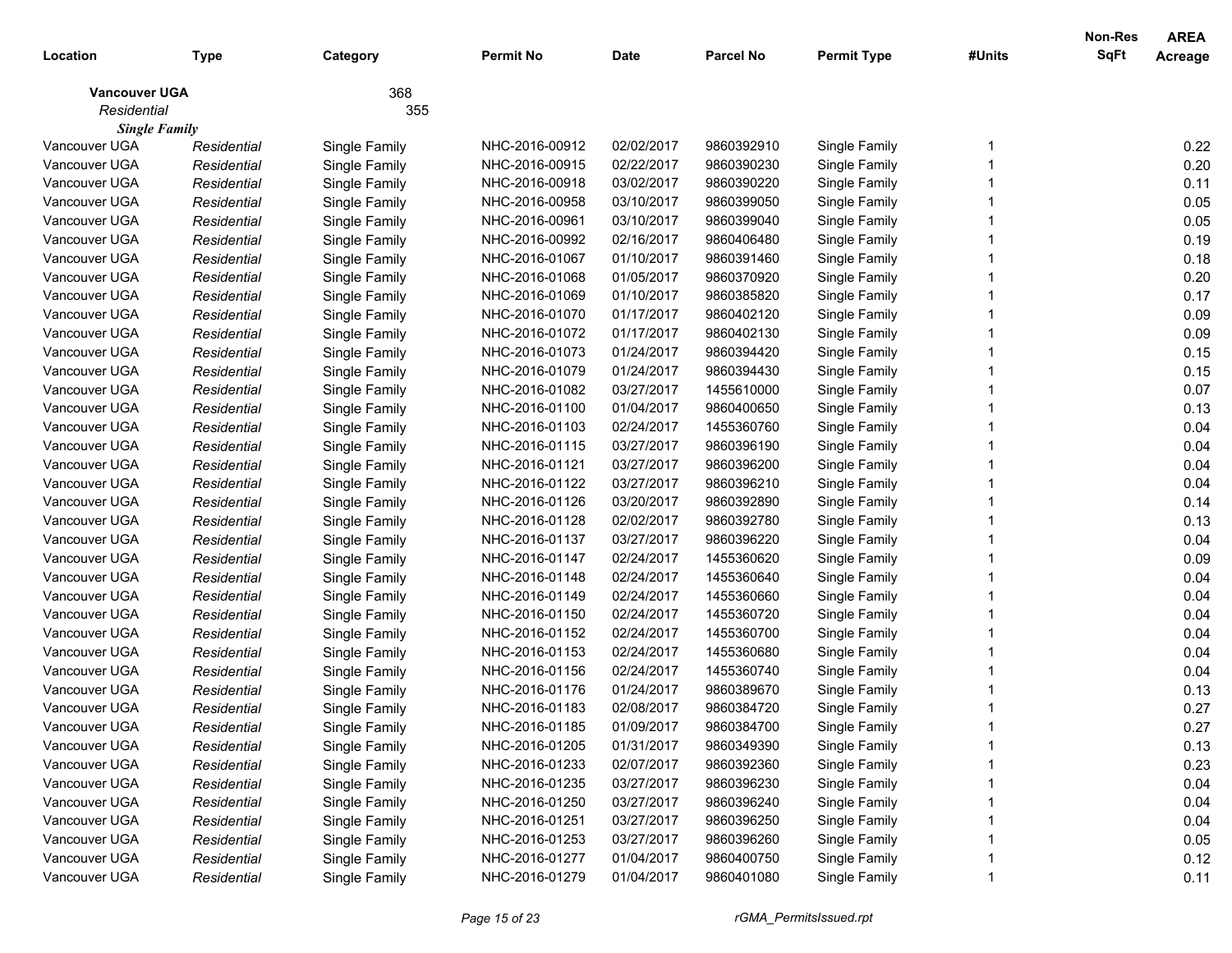| Location | Type | Category | Permit No | Date | Parcel No | Permit Type | #Units | Non-Res SqFt | AREA Acreage |
|---|---|---|---|---|---|---|---|---|---|
| **Vancouver UGA** | | 368 | | | | | | | |
| *Residential* | | 355 | | | | | | | |
| ***Single Family*** | | | | | | | | | |
| Vancouver UGA | *Residential* | Single Family | NHC-2016-00912 | 02/02/2017 | 9860392910 | Single Family | 1 | | 0.22 |
| Vancouver UGA | *Residential* | Single Family | NHC-2016-00915 | 02/22/2017 | 9860390230 | Single Family | 1 | | 0.20 |
| Vancouver UGA | *Residential* | Single Family | NHC-2016-00918 | 03/02/2017 | 9860390220 | Single Family | 1 | | 0.11 |
| Vancouver UGA | *Residential* | Single Family | NHC-2016-00958 | 03/10/2017 | 9860399050 | Single Family | 1 | | 0.05 |
| Vancouver UGA | *Residential* | Single Family | NHC-2016-00961 | 03/10/2017 | 9860399040 | Single Family | 1 | | 0.05 |
| Vancouver UGA | *Residential* | Single Family | NHC-2016-00992 | 02/16/2017 | 9860406480 | Single Family | 1 | | 0.19 |
| Vancouver UGA | *Residential* | Single Family | NHC-2016-01067 | 01/10/2017 | 9860391460 | Single Family | 1 | | 0.18 |
| Vancouver UGA | *Residential* | Single Family | NHC-2016-01068 | 01/05/2017 | 9860370920 | Single Family | 1 | | 0.20 |
| Vancouver UGA | *Residential* | Single Family | NHC-2016-01069 | 01/10/2017 | 9860385820 | Single Family | 1 | | 0.17 |
| Vancouver UGA | *Residential* | Single Family | NHC-2016-01070 | 01/17/2017 | 9860402120 | Single Family | 1 | | 0.09 |
| Vancouver UGA | *Residential* | Single Family | NHC-2016-01072 | 01/17/2017 | 9860402130 | Single Family | 1 | | 0.09 |
| Vancouver UGA | *Residential* | Single Family | NHC-2016-01073 | 01/24/2017 | 9860394420 | Single Family | 1 | | 0.15 |
| Vancouver UGA | *Residential* | Single Family | NHC-2016-01079 | 01/24/2017 | 9860394430 | Single Family | 1 | | 0.15 |
| Vancouver UGA | *Residential* | Single Family | NHC-2016-01082 | 03/27/2017 | 1455610000 | Single Family | 1 | | 0.07 |
| Vancouver UGA | *Residential* | Single Family | NHC-2016-01100 | 01/04/2017 | 9860400650 | Single Family | 1 | | 0.13 |
| Vancouver UGA | *Residential* | Single Family | NHC-2016-01103 | 02/24/2017 | 1455360760 | Single Family | 1 | | 0.04 |
| Vancouver UGA | *Residential* | Single Family | NHC-2016-01115 | 03/27/2017 | 9860396190 | Single Family | 1 | | 0.04 |
| Vancouver UGA | *Residential* | Single Family | NHC-2016-01121 | 03/27/2017 | 9860396200 | Single Family | 1 | | 0.04 |
| Vancouver UGA | *Residential* | Single Family | NHC-2016-01122 | 03/27/2017 | 9860396210 | Single Family | 1 | | 0.04 |
| Vancouver UGA | *Residential* | Single Family | NHC-2016-01126 | 03/20/2017 | 9860392890 | Single Family | 1 | | 0.14 |
| Vancouver UGA | *Residential* | Single Family | NHC-2016-01128 | 02/02/2017 | 9860392780 | Single Family | 1 | | 0.13 |
| Vancouver UGA | *Residential* | Single Family | NHC-2016-01137 | 03/27/2017 | 9860396220 | Single Family | 1 | | 0.04 |
| Vancouver UGA | *Residential* | Single Family | NHC-2016-01147 | 02/24/2017 | 1455360620 | Single Family | 1 | | 0.09 |
| Vancouver UGA | *Residential* | Single Family | NHC-2016-01148 | 02/24/2017 | 1455360640 | Single Family | 1 | | 0.04 |
| Vancouver UGA | *Residential* | Single Family | NHC-2016-01149 | 02/24/2017 | 1455360660 | Single Family | 1 | | 0.04 |
| Vancouver UGA | *Residential* | Single Family | NHC-2016-01150 | 02/24/2017 | 1455360720 | Single Family | 1 | | 0.04 |
| Vancouver UGA | *Residential* | Single Family | NHC-2016-01152 | 02/24/2017 | 1455360700 | Single Family | 1 | | 0.04 |
| Vancouver UGA | *Residential* | Single Family | NHC-2016-01153 | 02/24/2017 | 1455360680 | Single Family | 1 | | 0.04 |
| Vancouver UGA | *Residential* | Single Family | NHC-2016-01156 | 02/24/2017 | 1455360740 | Single Family | 1 | | 0.04 |
| Vancouver UGA | *Residential* | Single Family | NHC-2016-01176 | 01/24/2017 | 9860389670 | Single Family | 1 | | 0.13 |
| Vancouver UGA | *Residential* | Single Family | NHC-2016-01183 | 02/08/2017 | 9860384720 | Single Family | 1 | | 0.27 |
| Vancouver UGA | *Residential* | Single Family | NHC-2016-01185 | 01/09/2017 | 9860384700 | Single Family | 1 | | 0.27 |
| Vancouver UGA | *Residential* | Single Family | NHC-2016-01205 | 01/31/2017 | 9860349390 | Single Family | 1 | | 0.13 |
| Vancouver UGA | *Residential* | Single Family | NHC-2016-01233 | 02/07/2017 | 9860392360 | Single Family | 1 | | 0.23 |
| Vancouver UGA | *Residential* | Single Family | NHC-2016-01235 | 03/27/2017 | 9860396230 | Single Family | 1 | | 0.04 |
| Vancouver UGA | *Residential* | Single Family | NHC-2016-01250 | 03/27/2017 | 9860396240 | Single Family | 1 | | 0.04 |
| Vancouver UGA | *Residential* | Single Family | NHC-2016-01251 | 03/27/2017 | 9860396250 | Single Family | 1 | | 0.04 |
| Vancouver UGA | *Residential* | Single Family | NHC-2016-01253 | 03/27/2017 | 9860396260 | Single Family | 1 | | 0.05 |
| Vancouver UGA | *Residential* | Single Family | NHC-2016-01277 | 01/04/2017 | 9860400750 | Single Family | 1 | | 0.12 |
| Vancouver UGA | *Residential* | Single Family | NHC-2016-01279 | 01/04/2017 | 9860401080 | Single Family | 1 | | 0.11 |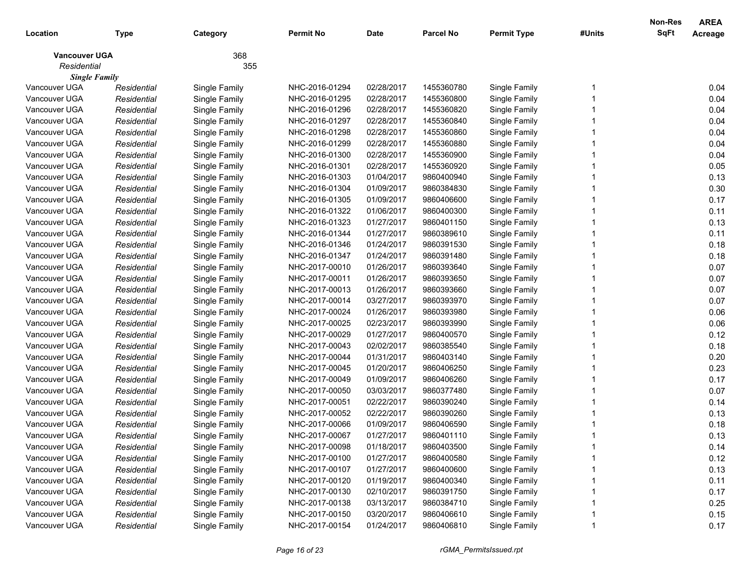| Location | Type | Category | Permit No | Date | Parcel No | Permit Type | #Units | Non-Res SqFt | AREA Acreage |
|---|---|---|---|---|---|---|---|---|---|
| **Vancouver UGA** | | 368 | | | | | | | |
| *Residential* | | 355 | | | | | | | |
| ***Single Family*** | | | | | | | | | |
| Vancouver UGA | *Residential* | Single Family | NHC-2016-01294 | 02/28/2017 | 1455360780 | Single Family | 1 | | 0.04 |
| Vancouver UGA | *Residential* | Single Family | NHC-2016-01295 | 02/28/2017 | 1455360800 | Single Family | 1 | | 0.04 |
| Vancouver UGA | *Residential* | Single Family | NHC-2016-01296 | 02/28/2017 | 1455360820 | Single Family | 1 | | 0.04 |
| Vancouver UGA | *Residential* | Single Family | NHC-2016-01297 | 02/28/2017 | 1455360840 | Single Family | 1 | | 0.04 |
| Vancouver UGA | *Residential* | Single Family | NHC-2016-01298 | 02/28/2017 | 1455360860 | Single Family | 1 | | 0.04 |
| Vancouver UGA | *Residential* | Single Family | NHC-2016-01299 | 02/28/2017 | 1455360880 | Single Family | 1 | | 0.04 |
| Vancouver UGA | *Residential* | Single Family | NHC-2016-01300 | 02/28/2017 | 1455360900 | Single Family | 1 | | 0.04 |
| Vancouver UGA | *Residential* | Single Family | NHC-2016-01301 | 02/28/2017 | 1455360920 | Single Family | 1 | | 0.05 |
| Vancouver UGA | *Residential* | Single Family | NHC-2016-01303 | 01/04/2017 | 9860400940 | Single Family | 1 | | 0.13 |
| Vancouver UGA | *Residential* | Single Family | NHC-2016-01304 | 01/09/2017 | 9860384830 | Single Family | 1 | | 0.30 |
| Vancouver UGA | *Residential* | Single Family | NHC-2016-01305 | 01/09/2017 | 9860406600 | Single Family | 1 | | 0.17 |
| Vancouver UGA | *Residential* | Single Family | NHC-2016-01322 | 01/06/2017 | 9860400300 | Single Family | 1 | | 0.11 |
| Vancouver UGA | *Residential* | Single Family | NHC-2016-01323 | 01/27/2017 | 9860401150 | Single Family | 1 | | 0.13 |
| Vancouver UGA | *Residential* | Single Family | NHC-2016-01344 | 01/27/2017 | 9860389610 | Single Family | 1 | | 0.11 |
| Vancouver UGA | *Residential* | Single Family | NHC-2016-01346 | 01/24/2017 | 9860391530 | Single Family | 1 | | 0.18 |
| Vancouver UGA | *Residential* | Single Family | NHC-2016-01347 | 01/24/2017 | 9860391480 | Single Family | 1 | | 0.18 |
| Vancouver UGA | *Residential* | Single Family | NHC-2017-00010 | 01/26/2017 | 9860393640 | Single Family | 1 | | 0.07 |
| Vancouver UGA | *Residential* | Single Family | NHC-2017-00011 | 01/26/2017 | 9860393650 | Single Family | 1 | | 0.07 |
| Vancouver UGA | *Residential* | Single Family | NHC-2017-00013 | 01/26/2017 | 9860393660 | Single Family | 1 | | 0.07 |
| Vancouver UGA | *Residential* | Single Family | NHC-2017-00014 | 03/27/2017 | 9860393970 | Single Family | 1 | | 0.07 |
| Vancouver UGA | *Residential* | Single Family | NHC-2017-00024 | 01/26/2017 | 9860393980 | Single Family | 1 | | 0.06 |
| Vancouver UGA | *Residential* | Single Family | NHC-2017-00025 | 02/23/2017 | 9860393990 | Single Family | 1 | | 0.06 |
| Vancouver UGA | *Residential* | Single Family | NHC-2017-00029 | 01/27/2017 | 9860400570 | Single Family | 1 | | 0.12 |
| Vancouver UGA | *Residential* | Single Family | NHC-2017-00043 | 02/02/2017 | 9860385540 | Single Family | 1 | | 0.18 |
| Vancouver UGA | *Residential* | Single Family | NHC-2017-00044 | 01/31/2017 | 9860403140 | Single Family | 1 | | 0.20 |
| Vancouver UGA | *Residential* | Single Family | NHC-2017-00045 | 01/20/2017 | 9860406250 | Single Family | 1 | | 0.23 |
| Vancouver UGA | *Residential* | Single Family | NHC-2017-00049 | 01/09/2017 | 9860406260 | Single Family | 1 | | 0.17 |
| Vancouver UGA | *Residential* | Single Family | NHC-2017-00050 | 03/03/2017 | 9860377480 | Single Family | 1 | | 0.07 |
| Vancouver UGA | *Residential* | Single Family | NHC-2017-00051 | 02/22/2017 | 9860390240 | Single Family | 1 | | 0.14 |
| Vancouver UGA | *Residential* | Single Family | NHC-2017-00052 | 02/22/2017 | 9860390260 | Single Family | 1 | | 0.13 |
| Vancouver UGA | *Residential* | Single Family | NHC-2017-00066 | 01/09/2017 | 9860406590 | Single Family | 1 | | 0.18 |
| Vancouver UGA | *Residential* | Single Family | NHC-2017-00067 | 01/27/2017 | 9860401110 | Single Family | 1 | | 0.13 |
| Vancouver UGA | *Residential* | Single Family | NHC-2017-00098 | 01/18/2017 | 9860403500 | Single Family | 1 | | 0.14 |
| Vancouver UGA | *Residential* | Single Family | NHC-2017-00100 | 01/27/2017 | 9860400580 | Single Family | 1 | | 0.12 |
| Vancouver UGA | *Residential* | Single Family | NHC-2017-00107 | 01/27/2017 | 9860400600 | Single Family | 1 | | 0.13 |
| Vancouver UGA | *Residential* | Single Family | NHC-2017-00120 | 01/19/2017 | 9860400340 | Single Family | 1 | | 0.11 |
| Vancouver UGA | *Residential* | Single Family | NHC-2017-00130 | 02/10/2017 | 9860391750 | Single Family | 1 | | 0.17 |
| Vancouver UGA | *Residential* | Single Family | NHC-2017-00138 | 03/13/2017 | 9860384710 | Single Family | 1 | | 0.25 |
| Vancouver UGA | *Residential* | Single Family | NHC-2017-00150 | 03/20/2017 | 9860406610 | Single Family | 1 | | 0.15 |
| Vancouver UGA | *Residential* | Single Family | NHC-2017-00154 | 01/24/2017 | 9860406810 | Single Family | 1 | | 0.17 |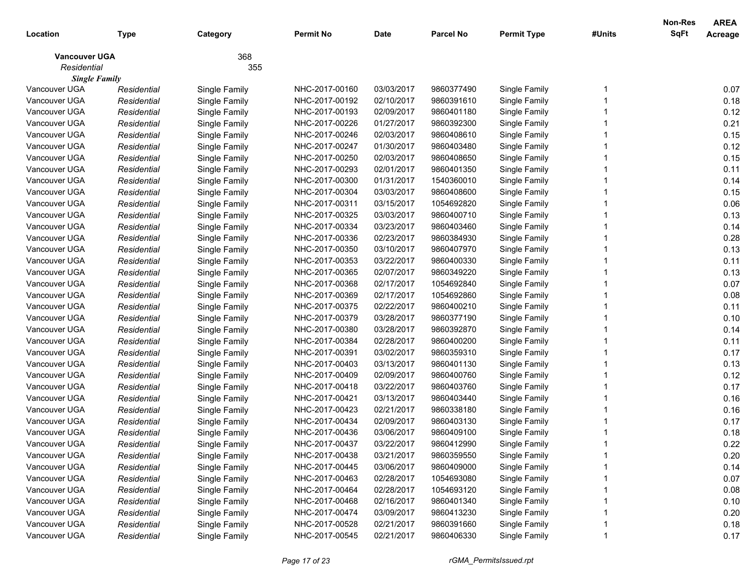| Location | Type | Category | Permit No | Date | Parcel No | Permit Type | #Units | Non-Res SqFt | AREA Acreage |
|---|---|---|---|---|---|---|---|---|---|
| **Vancouver UGA** | | 368 | | | | | | | |
| *Residential* | | 355 | | | | | | | |
| ***Single Family*** | | | | | | | | | |
| Vancouver UGA | *Residential* | Single Family | NHC-2017-00160 | 03/03/2017 | 9860377490 | Single Family | 1 | | 0.07 |
| Vancouver UGA | *Residential* | Single Family | NHC-2017-00192 | 02/10/2017 | 9860391610 | Single Family | 1 | | 0.18 |
| Vancouver UGA | *Residential* | Single Family | NHC-2017-00193 | 02/09/2017 | 9860401180 | Single Family | 1 | | 0.12 |
| Vancouver UGA | *Residential* | Single Family | NHC-2017-00226 | 01/27/2017 | 9860392300 | Single Family | 1 | | 0.21 |
| Vancouver UGA | *Residential* | Single Family | NHC-2017-00246 | 02/03/2017 | 9860408610 | Single Family | 1 | | 0.15 |
| Vancouver UGA | *Residential* | Single Family | NHC-2017-00247 | 01/30/2017 | 9860403480 | Single Family | 1 | | 0.12 |
| Vancouver UGA | *Residential* | Single Family | NHC-2017-00250 | 02/03/2017 | 9860408650 | Single Family | 1 | | 0.15 |
| Vancouver UGA | *Residential* | Single Family | NHC-2017-00293 | 02/01/2017 | 9860401350 | Single Family | 1 | | 0.11 |
| Vancouver UGA | *Residential* | Single Family | NHC-2017-00300 | 01/31/2017 | 1540360010 | Single Family | 1 | | 0.14 |
| Vancouver UGA | *Residential* | Single Family | NHC-2017-00304 | 03/03/2017 | 9860408600 | Single Family | 1 | | 0.15 |
| Vancouver UGA | *Residential* | Single Family | NHC-2017-00311 | 03/15/2017 | 1054692820 | Single Family | 1 | | 0.06 |
| Vancouver UGA | *Residential* | Single Family | NHC-2017-00325 | 03/03/2017 | 9860400710 | Single Family | 1 | | 0.13 |
| Vancouver UGA | *Residential* | Single Family | NHC-2017-00334 | 03/23/2017 | 9860403460 | Single Family | 1 | | 0.14 |
| Vancouver UGA | *Residential* | Single Family | NHC-2017-00336 | 02/23/2017 | 9860384930 | Single Family | 1 | | 0.28 |
| Vancouver UGA | *Residential* | Single Family | NHC-2017-00350 | 03/10/2017 | 9860407970 | Single Family | 1 | | 0.13 |
| Vancouver UGA | *Residential* | Single Family | NHC-2017-00353 | 03/22/2017 | 9860400330 | Single Family | 1 | | 0.11 |
| Vancouver UGA | *Residential* | Single Family | NHC-2017-00365 | 02/07/2017 | 9860349220 | Single Family | 1 | | 0.13 |
| Vancouver UGA | *Residential* | Single Family | NHC-2017-00368 | 02/17/2017 | 1054692840 | Single Family | 1 | | 0.07 |
| Vancouver UGA | *Residential* | Single Family | NHC-2017-00369 | 02/17/2017 | 1054692860 | Single Family | 1 | | 0.08 |
| Vancouver UGA | *Residential* | Single Family | NHC-2017-00375 | 02/22/2017 | 9860400210 | Single Family | 1 | | 0.11 |
| Vancouver UGA | *Residential* | Single Family | NHC-2017-00379 | 03/28/2017 | 9860377190 | Single Family | 1 | | 0.10 |
| Vancouver UGA | *Residential* | Single Family | NHC-2017-00380 | 03/28/2017 | 9860392870 | Single Family | 1 | | 0.14 |
| Vancouver UGA | *Residential* | Single Family | NHC-2017-00384 | 02/28/2017 | 9860400200 | Single Family | 1 | | 0.11 |
| Vancouver UGA | *Residential* | Single Family | NHC-2017-00391 | 03/02/2017 | 9860359310 | Single Family | 1 | | 0.17 |
| Vancouver UGA | *Residential* | Single Family | NHC-2017-00403 | 03/13/2017 | 9860401130 | Single Family | 1 | | 0.13 |
| Vancouver UGA | *Residential* | Single Family | NHC-2017-00409 | 02/09/2017 | 9860400760 | Single Family | 1 | | 0.12 |
| Vancouver UGA | *Residential* | Single Family | NHC-2017-00418 | 03/22/2017 | 9860403760 | Single Family | 1 | | 0.17 |
| Vancouver UGA | *Residential* | Single Family | NHC-2017-00421 | 03/13/2017 | 9860403440 | Single Family | 1 | | 0.16 |
| Vancouver UGA | *Residential* | Single Family | NHC-2017-00423 | 02/21/2017 | 9860338180 | Single Family | 1 | | 0.16 |
| Vancouver UGA | *Residential* | Single Family | NHC-2017-00434 | 02/09/2017 | 9860403130 | Single Family | 1 | | 0.17 |
| Vancouver UGA | *Residential* | Single Family | NHC-2017-00436 | 03/06/2017 | 9860409100 | Single Family | 1 | | 0.18 |
| Vancouver UGA | *Residential* | Single Family | NHC-2017-00437 | 03/22/2017 | 9860412990 | Single Family | 1 | | 0.22 |
| Vancouver UGA | *Residential* | Single Family | NHC-2017-00438 | 03/21/2017 | 9860359550 | Single Family | 1 | | 0.20 |
| Vancouver UGA | *Residential* | Single Family | NHC-2017-00445 | 03/06/2017 | 9860409000 | Single Family | 1 | | 0.14 |
| Vancouver UGA | *Residential* | Single Family | NHC-2017-00463 | 02/28/2017 | 1054693080 | Single Family | 1 | | 0.07 |
| Vancouver UGA | *Residential* | Single Family | NHC-2017-00464 | 02/28/2017 | 1054693120 | Single Family | 1 | | 0.08 |
| Vancouver UGA | *Residential* | Single Family | NHC-2017-00468 | 02/16/2017 | 9860401340 | Single Family | 1 | | 0.10 |
| Vancouver UGA | *Residential* | Single Family | NHC-2017-00474 | 03/09/2017 | 9860413230 | Single Family | 1 | | 0.20 |
| Vancouver UGA | *Residential* | Single Family | NHC-2017-00528 | 02/21/2017 | 9860391660 | Single Family | 1 | | 0.18 |
| Vancouver UGA | *Residential* | Single Family | NHC-2017-00545 | 02/21/2017 | 9860406330 | Single Family | 1 | | 0.17 |

rGMA_PermitsIssued.rpt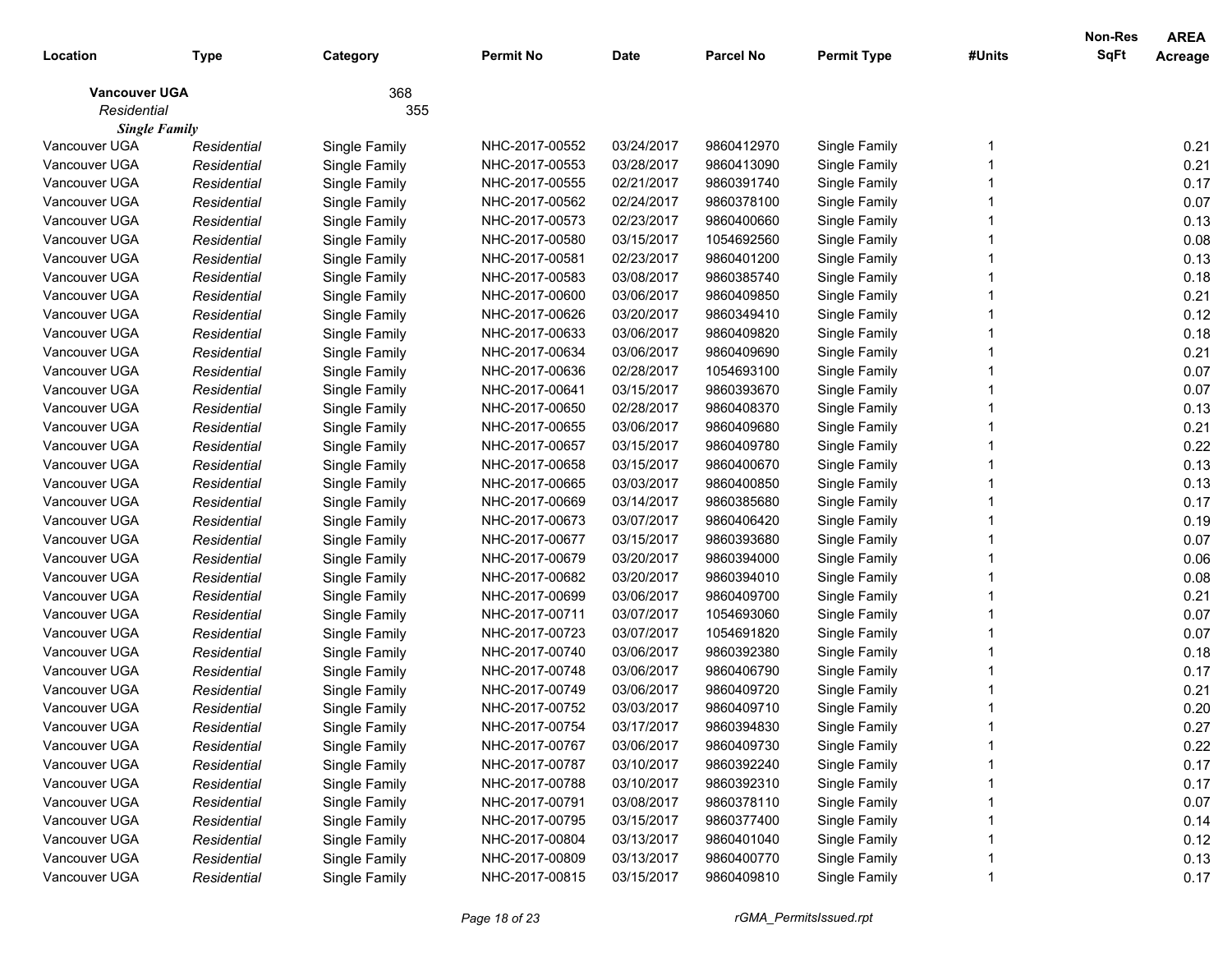| Location | Type | Category | Permit No | Date | Parcel No | Permit Type | #Units | Non-Res SqFt | AREA Acreage |
|---|---|---|---|---|---|---|---|---|---|
| **Vancouver UGA** | | 368 | | | | | | | |
| *Residential* | | 355 | | | | | | | |
| ***Single Family*** | | | | | | | | | |
| Vancouver UGA | *Residential* | Single Family | NHC-2017-00552 | 03/24/2017 | 9860412970 | Single Family | 1 | | 0.21 |
| Vancouver UGA | *Residential* | Single Family | NHC-2017-00553 | 03/28/2017 | 9860413090 | Single Family | 1 | | 0.21 |
| Vancouver UGA | *Residential* | Single Family | NHC-2017-00555 | 02/21/2017 | 9860391740 | Single Family | 1 | | 0.17 |
| Vancouver UGA | *Residential* | Single Family | NHC-2017-00562 | 02/24/2017 | 9860378100 | Single Family | 1 | | 0.07 |
| Vancouver UGA | *Residential* | Single Family | NHC-2017-00573 | 02/23/2017 | 9860400660 | Single Family | 1 | | 0.13 |
| Vancouver UGA | *Residential* | Single Family | NHC-2017-00580 | 03/15/2017 | 1054692560 | Single Family | 1 | | 0.08 |
| Vancouver UGA | *Residential* | Single Family | NHC-2017-00581 | 02/23/2017 | 9860401200 | Single Family | 1 | | 0.13 |
| Vancouver UGA | *Residential* | Single Family | NHC-2017-00583 | 03/08/2017 | 9860385740 | Single Family | 1 | | 0.18 |
| Vancouver UGA | *Residential* | Single Family | NHC-2017-00600 | 03/06/2017 | 9860409850 | Single Family | 1 | | 0.21 |
| Vancouver UGA | *Residential* | Single Family | NHC-2017-00626 | 03/20/2017 | 9860349410 | Single Family | 1 | | 0.12 |
| Vancouver UGA | *Residential* | Single Family | NHC-2017-00633 | 03/06/2017 | 9860409820 | Single Family | 1 | | 0.18 |
| Vancouver UGA | *Residential* | Single Family | NHC-2017-00634 | 03/06/2017 | 9860409690 | Single Family | 1 | | 0.21 |
| Vancouver UGA | *Residential* | Single Family | NHC-2017-00636 | 02/28/2017 | 1054693100 | Single Family | 1 | | 0.07 |
| Vancouver UGA | *Residential* | Single Family | NHC-2017-00641 | 03/15/2017 | 9860393670 | Single Family | 1 | | 0.07 |
| Vancouver UGA | *Residential* | Single Family | NHC-2017-00650 | 02/28/2017 | 9860408370 | Single Family | 1 | | 0.13 |
| Vancouver UGA | *Residential* | Single Family | NHC-2017-00655 | 03/06/2017 | 9860409680 | Single Family | 1 | | 0.21 |
| Vancouver UGA | *Residential* | Single Family | NHC-2017-00657 | 03/15/2017 | 9860409780 | Single Family | 1 | | 0.22 |
| Vancouver UGA | *Residential* | Single Family | NHC-2017-00658 | 03/15/2017 | 9860400670 | Single Family | 1 | | 0.13 |
| Vancouver UGA | *Residential* | Single Family | NHC-2017-00665 | 03/03/2017 | 9860400850 | Single Family | 1 | | 0.13 |
| Vancouver UGA | *Residential* | Single Family | NHC-2017-00669 | 03/14/2017 | 9860385680 | Single Family | 1 | | 0.17 |
| Vancouver UGA | *Residential* | Single Family | NHC-2017-00673 | 03/07/2017 | 9860406420 | Single Family | 1 | | 0.19 |
| Vancouver UGA | *Residential* | Single Family | NHC-2017-00677 | 03/15/2017 | 9860393680 | Single Family | 1 | | 0.07 |
| Vancouver UGA | *Residential* | Single Family | NHC-2017-00679 | 03/20/2017 | 9860394000 | Single Family | 1 | | 0.06 |
| Vancouver UGA | *Residential* | Single Family | NHC-2017-00682 | 03/20/2017 | 9860394010 | Single Family | 1 | | 0.08 |
| Vancouver UGA | *Residential* | Single Family | NHC-2017-00699 | 03/06/2017 | 9860409700 | Single Family | 1 | | 0.21 |
| Vancouver UGA | *Residential* | Single Family | NHC-2017-00711 | 03/07/2017 | 1054693060 | Single Family | 1 | | 0.07 |
| Vancouver UGA | *Residential* | Single Family | NHC-2017-00723 | 03/07/2017 | 1054691820 | Single Family | 1 | | 0.07 |
| Vancouver UGA | *Residential* | Single Family | NHC-2017-00740 | 03/06/2017 | 9860392380 | Single Family | 1 | | 0.18 |
| Vancouver UGA | *Residential* | Single Family | NHC-2017-00748 | 03/06/2017 | 9860406790 | Single Family | 1 | | 0.17 |
| Vancouver UGA | *Residential* | Single Family | NHC-2017-00749 | 03/06/2017 | 9860409720 | Single Family | 1 | | 0.21 |
| Vancouver UGA | *Residential* | Single Family | NHC-2017-00752 | 03/03/2017 | 9860409710 | Single Family | 1 | | 0.20 |
| Vancouver UGA | *Residential* | Single Family | NHC-2017-00754 | 03/17/2017 | 9860394830 | Single Family | 1 | | 0.27 |
| Vancouver UGA | *Residential* | Single Family | NHC-2017-00767 | 03/06/2017 | 9860409730 | Single Family | 1 | | 0.22 |
| Vancouver UGA | *Residential* | Single Family | NHC-2017-00787 | 03/10/2017 | 9860392240 | Single Family | 1 | | 0.17 |
| Vancouver UGA | *Residential* | Single Family | NHC-2017-00788 | 03/10/2017 | 9860392310 | Single Family | 1 | | 0.17 |
| Vancouver UGA | *Residential* | Single Family | NHC-2017-00791 | 03/08/2017 | 9860378110 | Single Family | 1 | | 0.07 |
| Vancouver UGA | *Residential* | Single Family | NHC-2017-00795 | 03/15/2017 | 9860377400 | Single Family | 1 | | 0.14 |
| Vancouver UGA | *Residential* | Single Family | NHC-2017-00804 | 03/13/2017 | 9860401040 | Single Family | 1 | | 0.12 |
| Vancouver UGA | *Residential* | Single Family | NHC-2017-00809 | 03/13/2017 | 9860400770 | Single Family | 1 | | 0.13 |
| Vancouver UGA | *Residential* | Single Family | NHC-2017-00815 | 03/15/2017 | 9860409810 | Single Family | 1 | | 0.17 |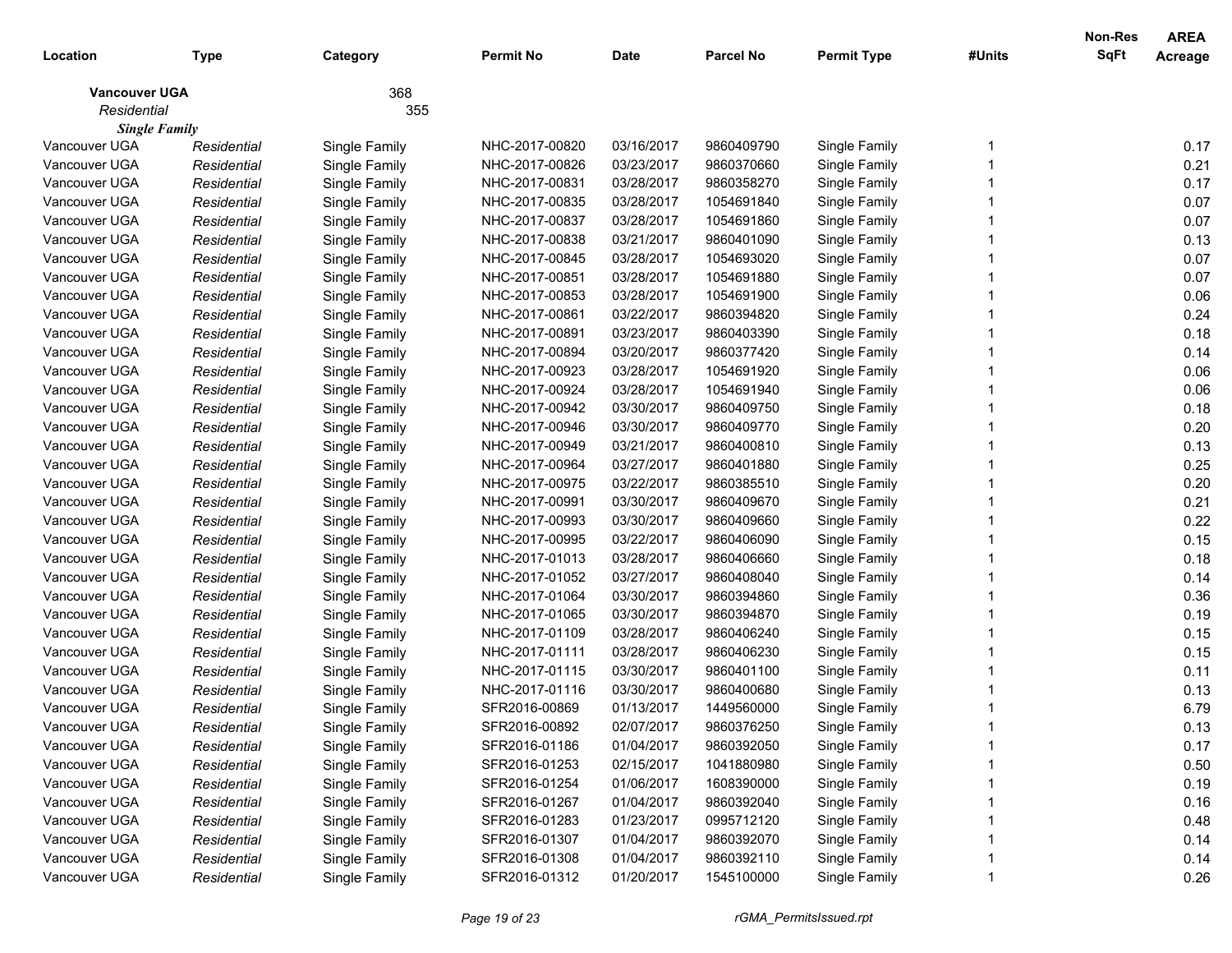| Location | Type | Category | Permit No | Date | Parcel No | Permit Type | #Units | Non-Res SqFt | AREA Acreage |
|---|---|---|---|---|---|---|---|---|---|
| **Vancouver UGA** | | 368 | | | | | | | |
| *Residential* | | 355 | | | | | | | |
| ***Single Family*** | | | | | | | | | |
| Vancouver UGA | *Residential* | Single Family | NHC-2017-00820 | 03/16/2017 | 9860409790 | Single Family | 1 | | 0.17 |
| Vancouver UGA | *Residential* | Single Family | NHC-2017-00826 | 03/23/2017 | 9860370660 | Single Family | 1 | | 0.21 |
| Vancouver UGA | *Residential* | Single Family | NHC-2017-00831 | 03/28/2017 | 9860358270 | Single Family | 1 | | 0.17 |
| Vancouver UGA | *Residential* | Single Family | NHC-2017-00835 | 03/28/2017 | 1054691840 | Single Family | 1 | | 0.07 |
| Vancouver UGA | *Residential* | Single Family | NHC-2017-00837 | 03/28/2017 | 1054691860 | Single Family | 1 | | 0.07 |
| Vancouver UGA | *Residential* | Single Family | NHC-2017-00838 | 03/21/2017 | 9860401090 | Single Family | 1 | | 0.13 |
| Vancouver UGA | *Residential* | Single Family | NHC-2017-00845 | 03/28/2017 | 1054693020 | Single Family | 1 | | 0.07 |
| Vancouver UGA | *Residential* | Single Family | NHC-2017-00851 | 03/28/2017 | 1054691880 | Single Family | 1 | | 0.07 |
| Vancouver UGA | *Residential* | Single Family | NHC-2017-00853 | 03/28/2017 | 1054691900 | Single Family | 1 | | 0.06 |
| Vancouver UGA | *Residential* | Single Family | NHC-2017-00861 | 03/22/2017 | 9860394820 | Single Family | 1 | | 0.24 |
| Vancouver UGA | *Residential* | Single Family | NHC-2017-00891 | 03/23/2017 | 9860403390 | Single Family | 1 | | 0.18 |
| Vancouver UGA | *Residential* | Single Family | NHC-2017-00894 | 03/20/2017 | 9860377420 | Single Family | 1 | | 0.14 |
| Vancouver UGA | *Residential* | Single Family | NHC-2017-00923 | 03/28/2017 | 1054691920 | Single Family | 1 | | 0.06 |
| Vancouver UGA | *Residential* | Single Family | NHC-2017-00924 | 03/28/2017 | 1054691940 | Single Family | 1 | | 0.06 |
| Vancouver UGA | *Residential* | Single Family | NHC-2017-00942 | 03/30/2017 | 9860409750 | Single Family | 1 | | 0.18 |
| Vancouver UGA | *Residential* | Single Family | NHC-2017-00946 | 03/30/2017 | 9860409770 | Single Family | 1 | | 0.20 |
| Vancouver UGA | *Residential* | Single Family | NHC-2017-00949 | 03/21/2017 | 9860400810 | Single Family | 1 | | 0.13 |
| Vancouver UGA | *Residential* | Single Family | NHC-2017-00964 | 03/27/2017 | 9860401880 | Single Family | 1 | | 0.25 |
| Vancouver UGA | *Residential* | Single Family | NHC-2017-00975 | 03/22/2017 | 9860385510 | Single Family | 1 | | 0.20 |
| Vancouver UGA | *Residential* | Single Family | NHC-2017-00991 | 03/30/2017 | 9860409670 | Single Family | 1 | | 0.21 |
| Vancouver UGA | *Residential* | Single Family | NHC-2017-00993 | 03/30/2017 | 9860409660 | Single Family | 1 | | 0.22 |
| Vancouver UGA | *Residential* | Single Family | NHC-2017-00995 | 03/22/2017 | 9860406090 | Single Family | 1 | | 0.15 |
| Vancouver UGA | *Residential* | Single Family | NHC-2017-01013 | 03/28/2017 | 9860406660 | Single Family | 1 | | 0.18 |
| Vancouver UGA | *Residential* | Single Family | NHC-2017-01052 | 03/27/2017 | 9860408040 | Single Family | 1 | | 0.14 |
| Vancouver UGA | *Residential* | Single Family | NHC-2017-01064 | 03/30/2017 | 9860394860 | Single Family | 1 | | 0.36 |
| Vancouver UGA | *Residential* | Single Family | NHC-2017-01065 | 03/30/2017 | 9860394870 | Single Family | 1 | | 0.19 |
| Vancouver UGA | *Residential* | Single Family | NHC-2017-01109 | 03/28/2017 | 9860406240 | Single Family | 1 | | 0.15 |
| Vancouver UGA | *Residential* | Single Family | NHC-2017-01111 | 03/28/2017 | 9860406230 | Single Family | 1 | | 0.15 |
| Vancouver UGA | *Residential* | Single Family | NHC-2017-01115 | 03/30/2017 | 9860401100 | Single Family | 1 | | 0.11 |
| Vancouver UGA | *Residential* | Single Family | NHC-2017-01116 | 03/30/2017 | 9860400680 | Single Family | 1 | | 0.13 |
| Vancouver UGA | *Residential* | Single Family | SFR2016-00869 | 01/13/2017 | 1449560000 | Single Family | 1 | | 6.79 |
| Vancouver UGA | *Residential* | Single Family | SFR2016-00892 | 02/07/2017 | 9860376250 | Single Family | 1 | | 0.13 |
| Vancouver UGA | *Residential* | Single Family | SFR2016-01186 | 01/04/2017 | 9860392050 | Single Family | 1 | | 0.17 |
| Vancouver UGA | *Residential* | Single Family | SFR2016-01253 | 02/15/2017 | 1041880980 | Single Family | 1 | | 0.50 |
| Vancouver UGA | *Residential* | Single Family | SFR2016-01254 | 01/06/2017 | 1608390000 | Single Family | 1 | | 0.19 |
| Vancouver UGA | *Residential* | Single Family | SFR2016-01267 | 01/04/2017 | 9860392040 | Single Family | 1 | | 0.16 |
| Vancouver UGA | *Residential* | Single Family | SFR2016-01283 | 01/23/2017 | 0995712120 | Single Family | 1 | | 0.48 |
| Vancouver UGA | *Residential* | Single Family | SFR2016-01307 | 01/04/2017 | 9860392070 | Single Family | 1 | | 0.14 |
| Vancouver UGA | *Residential* | Single Family | SFR2016-01308 | 01/04/2017 | 9860392110 | Single Family | 1 | | 0.14 |
| Vancouver UGA | *Residential* | Single Family | SFR2016-01312 | 01/20/2017 | 1545100000 | Single Family | 1 | | 0.26 |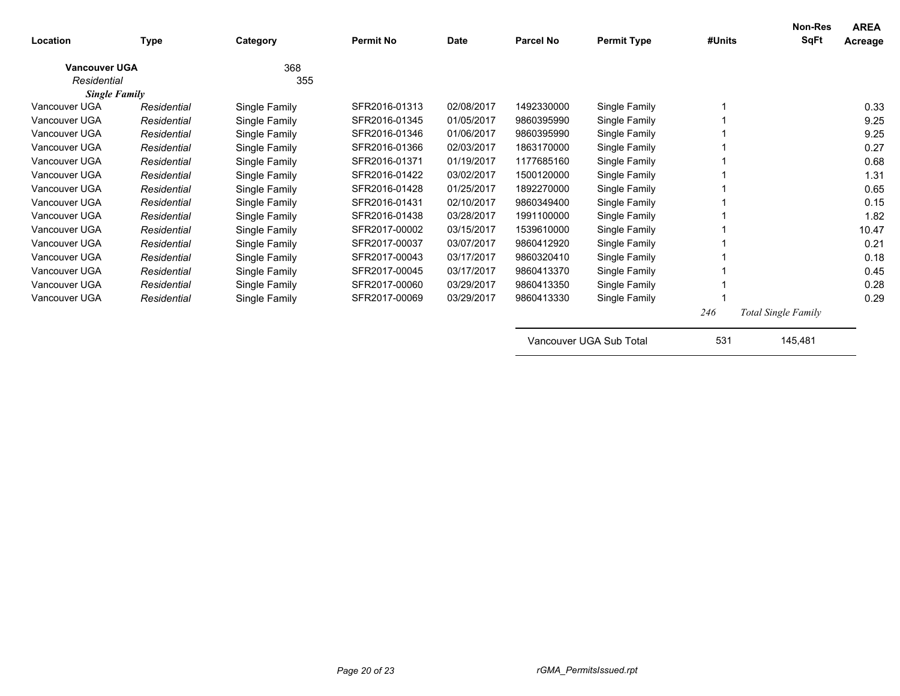| Location | Type | Category | Permit No | Date | Parcel No | Permit Type | #Units | Non-Res SqFt | AREA Acreage |
|---|---|---|---|---|---|---|---|---|---|
| **Vancouver UGA** | | 368 | | | | | | | |
| *Residential* | | 355 | | | | | | | |
| ***Single Family*** | | | | | | | | | |
| Vancouver UGA | *Residential* | Single Family | SFR2016-01313 | 02/08/2017 | 1492330000 | Single Family | 1 | | 0.33 |
| Vancouver UGA | *Residential* | Single Family | SFR2016-01345 | 01/05/2017 | 9860395990 | Single Family | 1 | | 9.25 |
| Vancouver UGA | *Residential* | Single Family | SFR2016-01346 | 01/06/2017 | 9860395990 | Single Family | 1 | | 9.25 |
| Vancouver UGA | *Residential* | Single Family | SFR2016-01366 | 02/03/2017 | 1863170000 | Single Family | 1 | | 0.27 |
| Vancouver UGA | *Residential* | Single Family | SFR2016-01371 | 01/19/2017 | 1177685160 | Single Family | 1 | | 0.68 |
| Vancouver UGA | *Residential* | Single Family | SFR2016-01422 | 03/02/2017 | 1500120000 | Single Family | 1 | | 1.31 |
| Vancouver UGA | *Residential* | Single Family | SFR2016-01428 | 01/25/2017 | 1892270000 | Single Family | 1 | | 0.65 |
| Vancouver UGA | *Residential* | Single Family | SFR2016-01431 | 02/10/2017 | 9860349400 | Single Family | 1 | | 0.15 |
| Vancouver UGA | *Residential* | Single Family | SFR2016-01438 | 03/28/2017 | 1991100000 | Single Family | 1 | | 1.82 |
| Vancouver UGA | *Residential* | Single Family | SFR2017-00002 | 03/15/2017 | 1539610000 | Single Family | 1 | | 10.47 |
| Vancouver UGA | *Residential* | Single Family | SFR2017-00037 | 03/07/2017 | 9860412920 | Single Family | 1 | | 0.21 |
| Vancouver UGA | *Residential* | Single Family | SFR2017-00043 | 03/17/2017 | 9860320410 | Single Family | 1 | | 0.18 |
| Vancouver UGA | *Residential* | Single Family | SFR2017-00045 | 03/17/2017 | 9860413370 | Single Family | 1 | | 0.45 |
| Vancouver UGA | *Residential* | Single Family | SFR2017-00060 | 03/29/2017 | 9860413350 | Single Family | 1 | | 0.28 |
| Vancouver UGA | *Residential* | Single Family | SFR2017-00069 | 03/29/2017 | 9860413330 | Single Family | 1 | | 0.29 |
| | | | | | | | *246* | *Total Single Family* | |
| | | | | | Vancouver UGA Sub Total | | 531 | 145,481 | |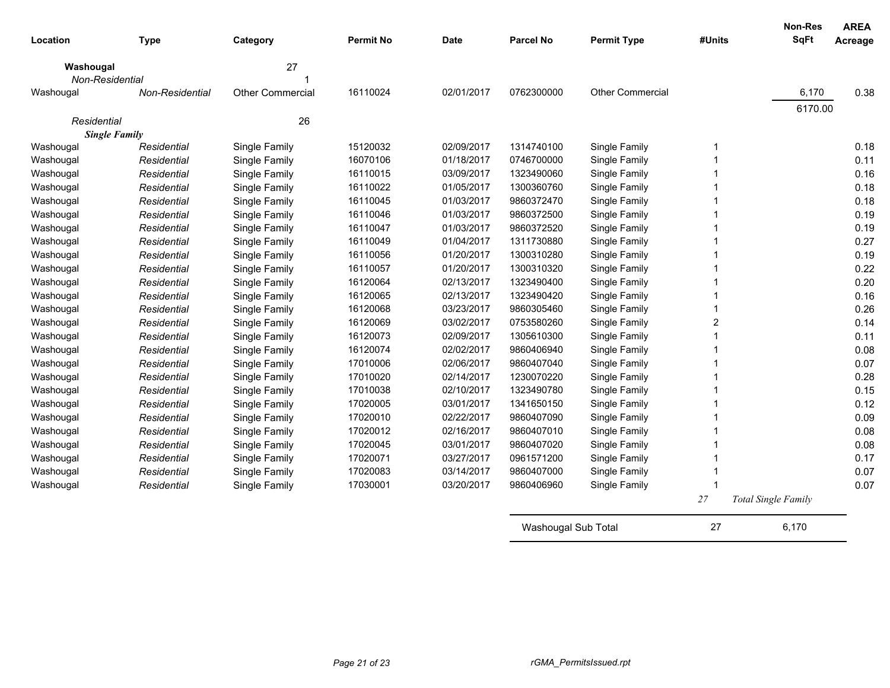| Location | Type | Category | Permit No | Date | Parcel No | Permit Type | #Units | Non-Res SqFt | AREA Acreage |
|---|---|---|---|---|---|---|---|---|---|
| **Washougal** | | 27 | | | | | | | |
| *Non-Residential* | | 1 | | | | | | | |
| Washougal | *Non-Residential* | Other Commercial | 16110024 | 02/01/2017 | 0762300000 | Other Commercial | | 6,170 | 0.38 |
| | | | | | | | | 6170.00 | |
| *Residential* | | 26 | | | | | | | |
| ***Single Family*** | | | | | | | | | |
| Washougal | *Residential* | Single Family | 15120032 | 02/09/2017 | 1314740100 | Single Family | 1 | | 0.18 |
| Washougal | *Residential* | Single Family | 16070106 | 01/18/2017 | 0746700000 | Single Family | 1 | | 0.11 |
| Washougal | *Residential* | Single Family | 16110015 | 03/09/2017 | 1323490060 | Single Family | 1 | | 0.16 |
| Washougal | *Residential* | Single Family | 16110022 | 01/05/2017 | 1300360760 | Single Family | 1 | | 0.18 |
| Washougal | *Residential* | Single Family | 16110045 | 01/03/2017 | 9860372470 | Single Family | 1 | | 0.18 |
| Washougal | *Residential* | Single Family | 16110046 | 01/03/2017 | 9860372500 | Single Family | 1 | | 0.19 |
| Washougal | *Residential* | Single Family | 16110047 | 01/03/2017 | 9860372520 | Single Family | 1 | | 0.19 |
| Washougal | *Residential* | Single Family | 16110049 | 01/04/2017 | 1311730880 | Single Family | 1 | | 0.27 |
| Washougal | *Residential* | Single Family | 16110056 | 01/20/2017 | 1300310280 | Single Family | 1 | | 0.19 |
| Washougal | *Residential* | Single Family | 16110057 | 01/20/2017 | 1300310320 | Single Family | 1 | | 0.22 |
| Washougal | *Residential* | Single Family | 16120064 | 02/13/2017 | 1323490400 | Single Family | 1 | | 0.20 |
| Washougal | *Residential* | Single Family | 16120065 | 02/13/2017 | 1323490420 | Single Family | 1 | | 0.16 |
| Washougal | *Residential* | Single Family | 16120068 | 03/23/2017 | 9860305460 | Single Family | 1 | | 0.26 |
| Washougal | *Residential* | Single Family | 16120069 | 03/02/2017 | 0753580260 | Single Family | 2 | | 0.14 |
| Washougal | *Residential* | Single Family | 16120073 | 02/09/2017 | 1305610300 | Single Family | 1 | | 0.11 |
| Washougal | *Residential* | Single Family | 16120074 | 02/02/2017 | 9860406940 | Single Family | 1 | | 0.08 |
| Washougal | *Residential* | Single Family | 17010006 | 02/06/2017 | 9860407040 | Single Family | 1 | | 0.07 |
| Washougal | *Residential* | Single Family | 17010020 | 02/14/2017 | 1230070220 | Single Family | 1 | | 0.28 |
| Washougal | *Residential* | Single Family | 17010038 | 02/10/2017 | 1323490780 | Single Family | 1 | | 0.15 |
| Washougal | *Residential* | Single Family | 17020005 | 03/01/2017 | 1341650150 | Single Family | 1 | | 0.12 |
| Washougal | *Residential* | Single Family | 17020010 | 02/22/2017 | 9860407090 | Single Family | 1 | | 0.09 |
| Washougal | *Residential* | Single Family | 17020012 | 02/16/2017 | 9860407010 | Single Family | 1 | | 0.08 |
| Washougal | *Residential* | Single Family | 17020045 | 03/01/2017 | 9860407020 | Single Family | 1 | | 0.08 |
| Washougal | *Residential* | Single Family | 17020071 | 03/27/2017 | 0961571200 | Single Family | 1 | | 0.17 |
| Washougal | *Residential* | Single Family | 17020083 | 03/14/2017 | 9860407000 | Single Family | 1 | | 0.07 |
| Washougal | *Residential* | Single Family | 17030001 | 03/20/2017 | 9860406960 | Single Family | 1 | | 0.07 |
| | | | | | | | *27* | *Total Single Family* | |
| | | | | | Washougal Sub Total | | 27 | 6,170 | |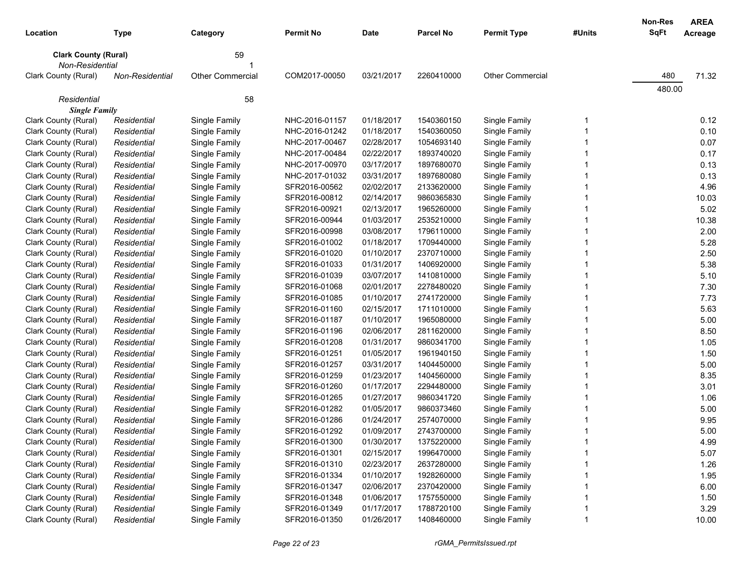| Location | Type | Category | Permit No | Date | Parcel No | Permit Type | #Units | Non-Res SqFt | AREA Acreage |
|---|---|---|---|---|---|---|---|---|---|
| **Clark County (Rural)** | | 59 | | | | | | | |
| *Non-Residential* | | 1 | | | | | | | |
| Clark County (Rural) | *Non-Residential* | Other Commercial | COM2017-00050 | 03/21/2017 | 2260410000 | Other Commercial | | 480 | 71.32 |
| | | | | | | | | 480.00 | |
| *Residential* | | 58 | | | | | | | |
| ***Single Family*** | | | | | | | | | |
| Clark County (Rural) | *Residential* | Single Family | NHC-2016-01157 | 01/18/2017 | 1540360150 | Single Family | 1 | | 0.12 |
| Clark County (Rural) | *Residential* | Single Family | NHC-2016-01242 | 01/18/2017 | 1540360050 | Single Family | 1 | | 0.10 |
| Clark County (Rural) | *Residential* | Single Family | NHC-2017-00467 | 02/28/2017 | 1054693140 | Single Family | 1 | | 0.07 |
| Clark County (Rural) | *Residential* | Single Family | NHC-2017-00484 | 02/22/2017 | 1893740020 | Single Family | 1 | | 0.17 |
| Clark County (Rural) | *Residential* | Single Family | NHC-2017-00970 | 03/17/2017 | 1897680070 | Single Family | 1 | | 0.13 |
| Clark County (Rural) | *Residential* | Single Family | NHC-2017-01032 | 03/31/2017 | 1897680080 | Single Family | 1 | | 0.13 |
| Clark County (Rural) | *Residential* | Single Family | SFR2016-00562 | 02/02/2017 | 2133620000 | Single Family | 1 | | 4.96 |
| Clark County (Rural) | *Residential* | Single Family | SFR2016-00812 | 02/14/2017 | 9860365830 | Single Family | 1 | | 10.03 |
| Clark County (Rural) | *Residential* | Single Family | SFR2016-00921 | 02/13/2017 | 1965260000 | Single Family | 1 | | 5.02 |
| Clark County (Rural) | *Residential* | Single Family | SFR2016-00944 | 01/03/2017 | 2535210000 | Single Family | 1 | | 10.38 |
| Clark County (Rural) | *Residential* | Single Family | SFR2016-00998 | 03/08/2017 | 1796110000 | Single Family | 1 | | 2.00 |
| Clark County (Rural) | *Residential* | Single Family | SFR2016-01002 | 01/18/2017 | 1709440000 | Single Family | 1 | | 5.28 |
| Clark County (Rural) | *Residential* | Single Family | SFR2016-01020 | 01/10/2017 | 2370710000 | Single Family | 1 | | 2.50 |
| Clark County (Rural) | *Residential* | Single Family | SFR2016-01033 | 01/31/2017 | 1406920000 | Single Family | 1 | | 5.38 |
| Clark County (Rural) | *Residential* | Single Family | SFR2016-01039 | 03/07/2017 | 1410810000 | Single Family | 1 | | 5.10 |
| Clark County (Rural) | *Residential* | Single Family | SFR2016-01068 | 02/01/2017 | 2278480020 | Single Family | 1 | | 7.30 |
| Clark County (Rural) | *Residential* | Single Family | SFR2016-01085 | 01/10/2017 | 2741720000 | Single Family | 1 | | 7.73 |
| Clark County (Rural) | *Residential* | Single Family | SFR2016-01160 | 02/15/2017 | 1711010000 | Single Family | 1 | | 5.63 |
| Clark County (Rural) | *Residential* | Single Family | SFR2016-01187 | 01/10/2017 | 1965080000 | Single Family | 1 | | 5.00 |
| Clark County (Rural) | *Residential* | Single Family | SFR2016-01196 | 02/06/2017 | 2811620000 | Single Family | 1 | | 8.50 |
| Clark County (Rural) | *Residential* | Single Family | SFR2016-01208 | 01/31/2017 | 9860341700 | Single Family | 1 | | 1.05 |
| Clark County (Rural) | *Residential* | Single Family | SFR2016-01251 | 01/05/2017 | 1961940150 | Single Family | 1 | | 1.50 |
| Clark County (Rural) | *Residential* | Single Family | SFR2016-01257 | 03/31/2017 | 1404450000 | Single Family | 1 | | 5.00 |
| Clark County (Rural) | *Residential* | Single Family | SFR2016-01259 | 01/23/2017 | 1404560000 | Single Family | 1 | | 8.35 |
| Clark County (Rural) | *Residential* | Single Family | SFR2016-01260 | 01/17/2017 | 2294480000 | Single Family | 1 | | 3.01 |
| Clark County (Rural) | *Residential* | Single Family | SFR2016-01265 | 01/27/2017 | 9860341720 | Single Family | 1 | | 1.06 |
| Clark County (Rural) | *Residential* | Single Family | SFR2016-01282 | 01/05/2017 | 9860373460 | Single Family | 1 | | 5.00 |
| Clark County (Rural) | *Residential* | Single Family | SFR2016-01286 | 01/24/2017 | 2574070000 | Single Family | 1 | | 9.95 |
| Clark County (Rural) | *Residential* | Single Family | SFR2016-01292 | 01/09/2017 | 2743700000 | Single Family | 1 | | 5.00 |
| Clark County (Rural) | *Residential* | Single Family | SFR2016-01300 | 01/30/2017 | 1375220000 | Single Family | 1 | | 4.99 |
| Clark County (Rural) | *Residential* | Single Family | SFR2016-01301 | 02/15/2017 | 1996470000 | Single Family | 1 | | 5.07 |
| Clark County (Rural) | *Residential* | Single Family | SFR2016-01310 | 02/23/2017 | 2637280000 | Single Family | 1 | | 1.26 |
| Clark County (Rural) | *Residential* | Single Family | SFR2016-01334 | 01/10/2017 | 1928260000 | Single Family | 1 | | 1.95 |
| Clark County (Rural) | *Residential* | Single Family | SFR2016-01347 | 02/06/2017 | 2370420000 | Single Family | 1 | | 6.00 |
| Clark County (Rural) | *Residential* | Single Family | SFR2016-01348 | 01/06/2017 | 1757550000 | Single Family | 1 | | 1.50 |
| Clark County (Rural) | *Residential* | Single Family | SFR2016-01349 | 01/17/2017 | 1788720100 | Single Family | 1 | | 3.29 |
| Clark County (Rural) | *Residential* | Single Family | SFR2016-01350 | 01/26/2017 | 1408460000 | Single Family | 1 | | 10.00 |

rGMA_PermitsIssued.rpt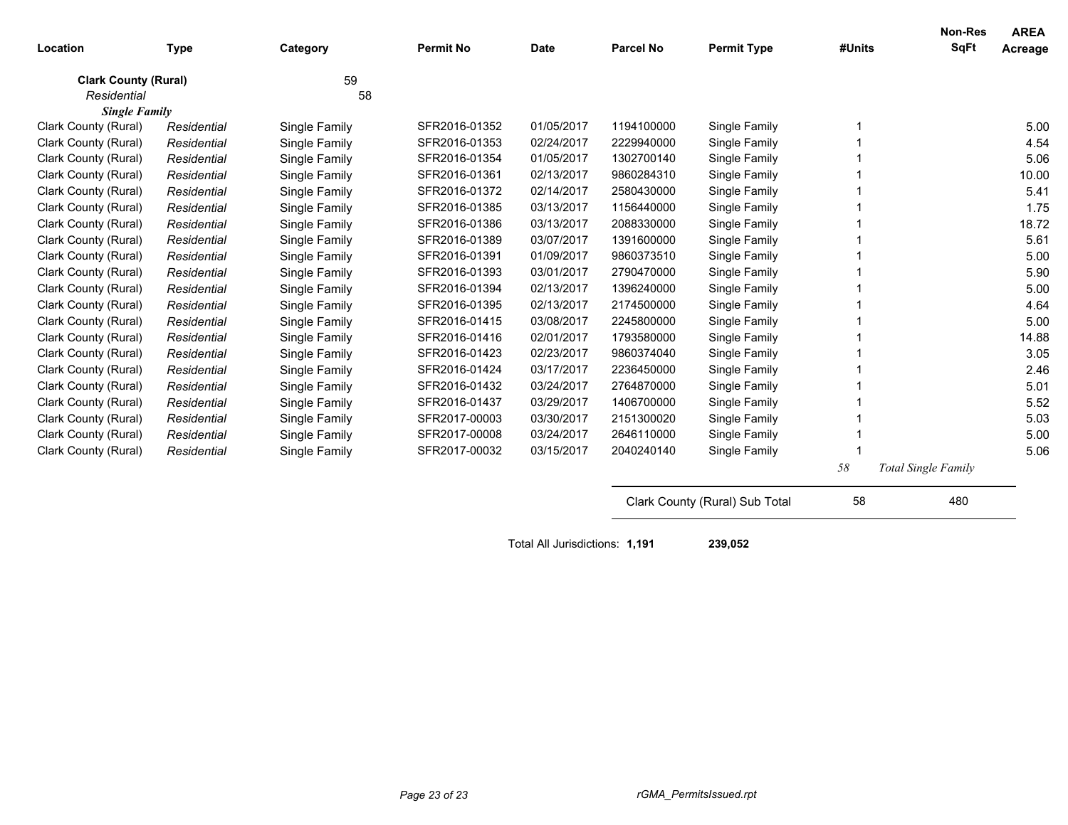| Location | Type | Category | Permit No | Date | Parcel No | Permit Type | #Units | Non-Res SqFt | AREA Acreage |
|---|---|---|---|---|---|---|---|---|---|
| **Clark County (Rural)** | | 59 | | | | | | | |
| *Residential* | | 58 | | | | | | | |
| ***Single Family*** | | | | | | | | | |
| Clark County (Rural) | *Residential* | Single Family | SFR2016-01352 | 01/05/2017 | 1194100000 | Single Family | 1 | | 5.00 |
| Clark County (Rural) | *Residential* | Single Family | SFR2016-01353 | 02/24/2017 | 2229940000 | Single Family | 1 | | 4.54 |
| Clark County (Rural) | *Residential* | Single Family | SFR2016-01354 | 01/05/2017 | 1302700140 | Single Family | 1 | | 5.06 |
| Clark County (Rural) | *Residential* | Single Family | SFR2016-01361 | 02/13/2017 | 9860284310 | Single Family | 1 | | 10.00 |
| Clark County (Rural) | *Residential* | Single Family | SFR2016-01372 | 02/14/2017 | 2580430000 | Single Family | 1 | | 5.41 |
| Clark County (Rural) | *Residential* | Single Family | SFR2016-01385 | 03/13/2017 | 1156440000 | Single Family | 1 | | 1.75 |
| Clark County (Rural) | *Residential* | Single Family | SFR2016-01386 | 03/13/2017 | 2088330000 | Single Family | 1 | | 18.72 |
| Clark County (Rural) | *Residential* | Single Family | SFR2016-01389 | 03/07/2017 | 1391600000 | Single Family | 1 | | 5.61 |
| Clark County (Rural) | *Residential* | Single Family | SFR2016-01391 | 01/09/2017 | 9860373510 | Single Family | 1 | | 5.00 |
| Clark County (Rural) | *Residential* | Single Family | SFR2016-01393 | 03/01/2017 | 2790470000 | Single Family | 1 | | 5.90 |
| Clark County (Rural) | *Residential* | Single Family | SFR2016-01394 | 02/13/2017 | 1396240000 | Single Family | 1 | | 5.00 |
| Clark County (Rural) | *Residential* | Single Family | SFR2016-01395 | 02/13/2017 | 2174500000 | Single Family | 1 | | 4.64 |
| Clark County (Rural) | *Residential* | Single Family | SFR2016-01415 | 03/08/2017 | 2245800000 | Single Family | 1 | | 5.00 |
| Clark County (Rural) | *Residential* | Single Family | SFR2016-01416 | 02/01/2017 | 1793580000 | Single Family | 1 | | 14.88 |
| Clark County (Rural) | *Residential* | Single Family | SFR2016-01423 | 02/23/2017 | 9860374040 | Single Family | 1 | | 3.05 |
| Clark County (Rural) | *Residential* | Single Family | SFR2016-01424 | 03/17/2017 | 2236450000 | Single Family | 1 | | 2.46 |
| Clark County (Rural) | *Residential* | Single Family | SFR2016-01432 | 03/24/2017 | 2764870000 | Single Family | 1 | | 5.01 |
| Clark County (Rural) | *Residential* | Single Family | SFR2016-01437 | 03/29/2017 | 1406700000 | Single Family | 1 | | 5.52 |
| Clark County (Rural) | *Residential* | Single Family | SFR2017-00003 | 03/30/2017 | 2151300020 | Single Family | 1 | | 5.03 |
| Clark County (Rural) | *Residential* | Single Family | SFR2017-00008 | 03/24/2017 | 2646110000 | Single Family | 1 | | 5.00 |
| Clark County (Rural) | *Residential* | Single Family | SFR2017-00032 | 03/15/2017 | 2040240140 | Single Family | 1 | | 5.06 |
| | | | | | | | *58* | *Total Single Family* | |
| | | | | | Clark County (Rural) Sub Total | | 58 | 480 | |

Total All Jurisdictions: **1,191** **239,052**